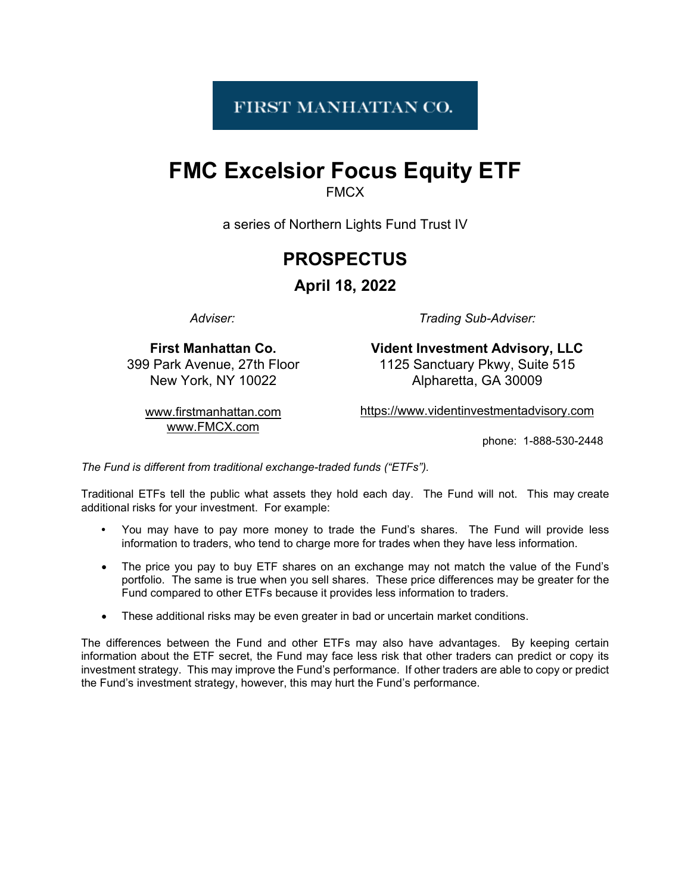FIRST MANHATTAN CO.

# FMC Excelsior Focus Equity ETF

FMCX

a series of Northern Lights Fund Trust IV

## PROSPECTUS

### April 18, 2022

*Adviser:*

**First Manhattan Co.**
399 Park Avenue, 27th Floor
New York, NY 10022

www.firstmanhattan.com
www.FMCX.com

*Trading Sub-Adviser:*

**Vident Investment Advisory, LLC**
1125 Sanctuary Pkwy, Suite 515
Alpharetta, GA 30009

https://www.videntinvestmentadvisory.com

phone: 1-888-530-2448

*The Fund is different from traditional exchange-traded funds ("ETFs").*

Traditional ETFs tell the public what assets they hold each day. The Fund will not. This may create additional risks for your investment. For example:

- You may have to pay more money to trade the Fund's shares. The Fund will provide less information to traders, who tend to charge more for trades when they have less information.
- The price you pay to buy ETF shares on an exchange may not match the value of the Fund's portfolio. The same is true when you sell shares. These price differences may be greater for the Fund compared to other ETFs because it provides less information to traders.
- These additional risks may be even greater in bad or uncertain market conditions.

The differences between the Fund and other ETFs may also have advantages. By keeping certain information about the ETF secret, the Fund may face less risk that other traders can predict or copy its investment strategy. This may improve the Fund's performance. If other traders are able to copy or predict the Fund's investment strategy, however, this may hurt the Fund's performance.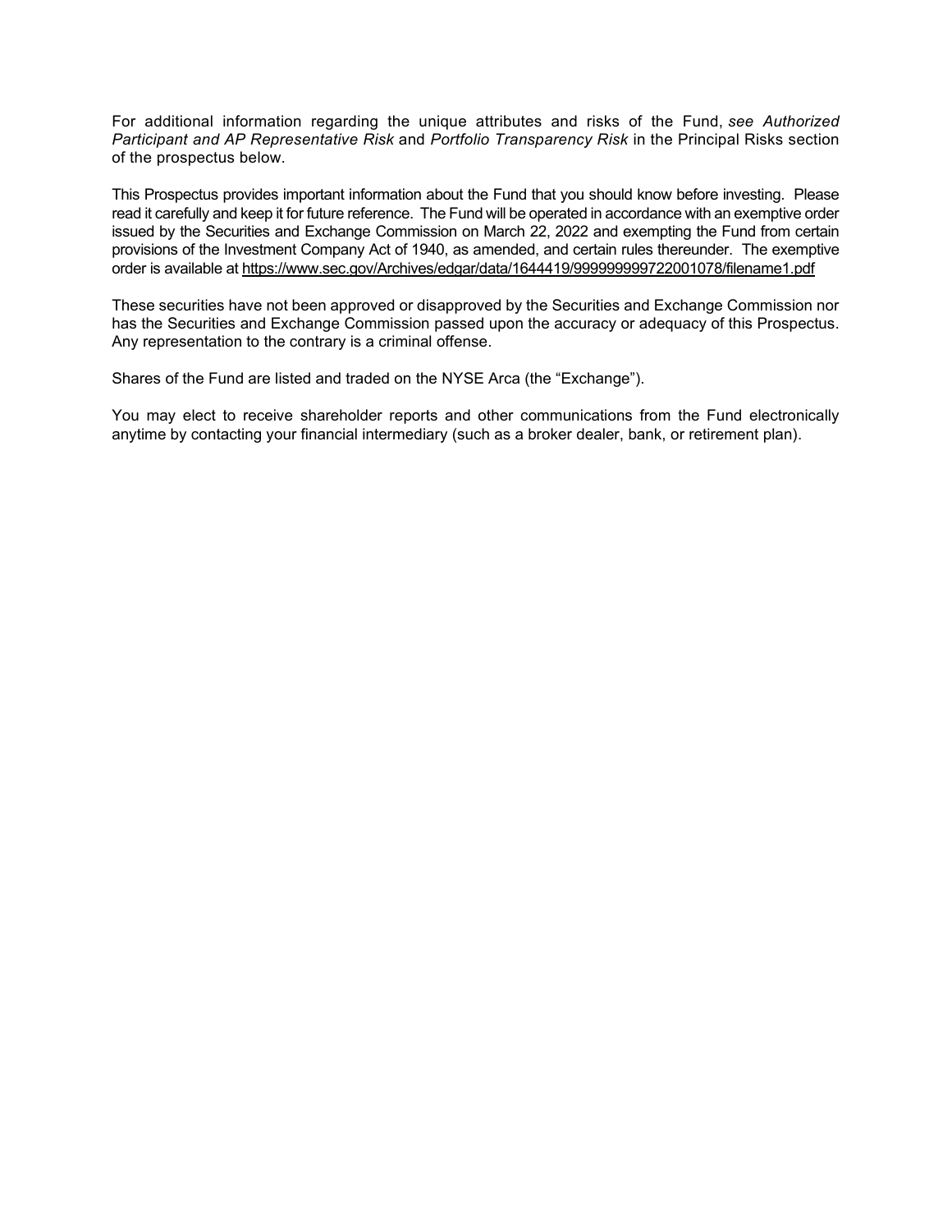For additional information regarding the unique attributes and risks of the Fund, *see Authorized Participant and AP Representative Risk* and *Portfolio Transparency Risk* in the Principal Risks section of the prospectus below.

This Prospectus provides important information about the Fund that you should know before investing. Please read it carefully and keep it for future reference. The Fund will be operated in accordance with an exemptive order issued by the Securities and Exchange Commission on March 22, 2022 and exempting the Fund from certain provisions of the Investment Company Act of 1940, as amended, and certain rules thereunder. The exemptive order is available at https://www.sec.gov/Archives/edgar/data/1644419/999999999722001078/filename1.pdf

These securities have not been approved or disapproved by the Securities and Exchange Commission nor has the Securities and Exchange Commission passed upon the accuracy or adequacy of this Prospectus. Any representation to the contrary is a criminal offense.

Shares of the Fund are listed and traded on the NYSE Arca (the "Exchange").

You may elect to receive shareholder reports and other communications from the Fund electronically anytime by contacting your financial intermediary (such as a broker dealer, bank, or retirement plan).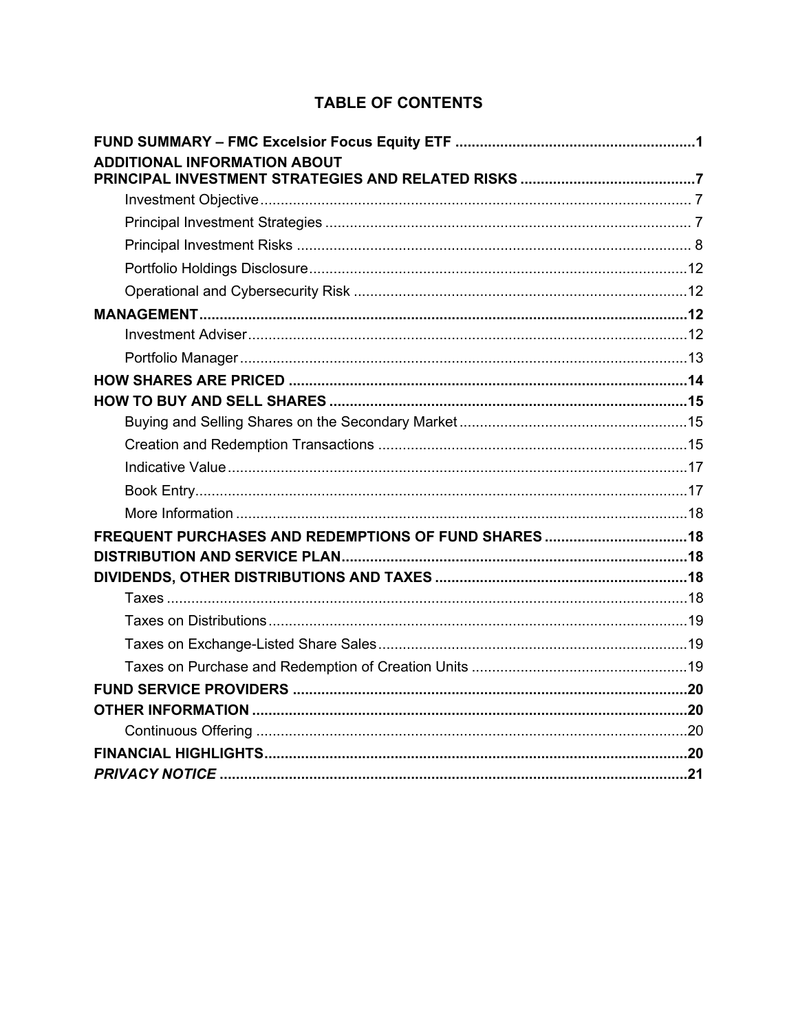# TABLE OF CONTENTS

| | |
|---|---|
| **FUND SUMMARY – FMC Excelsior Focus Equity ETF** | **1** |
| **ADDITIONAL INFORMATION ABOUT PRINCIPAL INVESTMENT STRATEGIES AND RELATED RISKS** | **7** |
| Investment Objective | 7 |
| Principal Investment Strategies | 7 |
| Principal Investment Risks | 8 |
| Portfolio Holdings Disclosure | 12 |
| Operational and Cybersecurity Risk | 12 |
| **MANAGEMENT** | **12** |
| Investment Adviser | 12 |
| Portfolio Manager | 13 |
| **HOW SHARES ARE PRICED** | **14** |
| **HOW TO BUY AND SELL SHARES** | **15** |
| Buying and Selling Shares on the Secondary Market | 15 |
| Creation and Redemption Transactions | 15 |
| Indicative Value | 17 |
| Book Entry | 17 |
| More Information | 18 |
| **FREQUENT PURCHASES AND REDEMPTIONS OF FUND SHARES** | **18** |
| **DISTRIBUTION AND SERVICE PLAN** | **18** |
| **DIVIDENDS, OTHER DISTRIBUTIONS AND TAXES** | **18** |
| Taxes | 18 |
| Taxes on Distributions | 19 |
| Taxes on Exchange-Listed Share Sales | 19 |
| Taxes on Purchase and Redemption of Creation Units | 19 |
| **FUND SERVICE PROVIDERS** | **20** |
| **OTHER INFORMATION** | **20** |
| Continuous Offering | 20 |
| **FINANCIAL HIGHLIGHTS** | **20** |
| ***PRIVACY NOTICE*** | **21** |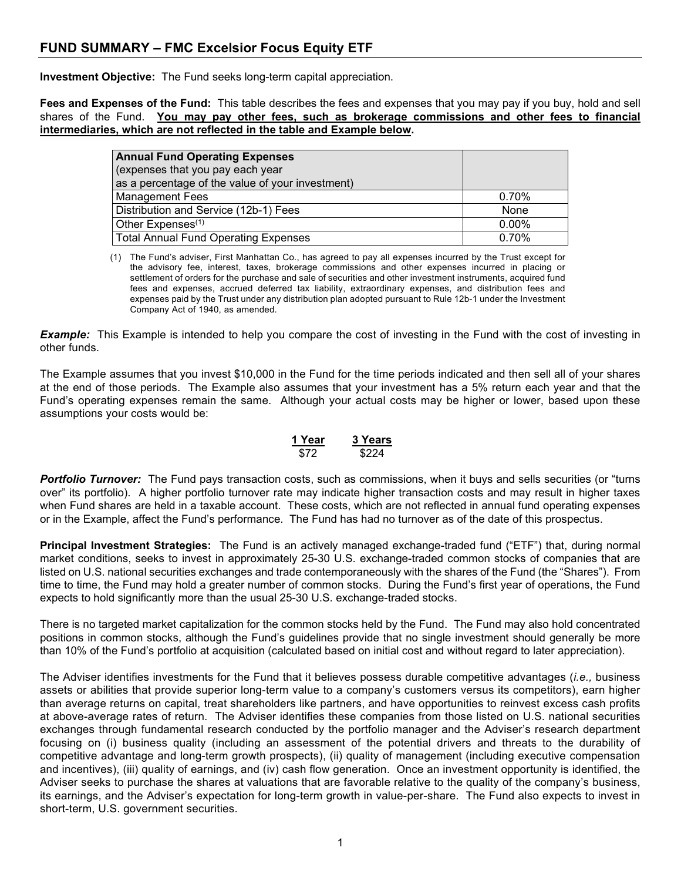## FUND SUMMARY – FMC Excelsior Focus Equity ETF

**Investment Objective:** The Fund seeks long-term capital appreciation.

**Fees and Expenses of the Fund:** This table describes the fees and expenses that you may pay if you buy, hold and sell shares of the Fund. **You may pay other fees, such as brokerage commissions and other fees to financial intermediaries, which are not reflected in the table and Example below.**

| **Annual Fund Operating Expenses** (expenses that you pay each year as a percentage of the value of your investment) | |
|---|---|
| Management Fees | 0.70% |
| Distribution and Service (12b-1) Fees | None |
| Other Expenses[(1)] | 0.00% |
| Total Annual Fund Operating Expenses | 0.70% |

(1) The Fund's adviser, First Manhattan Co., has agreed to pay all expenses incurred by the Trust except for the advisory fee, interest, taxes, brokerage commissions and other expenses incurred in placing or settlement of orders for the purchase and sale of securities and other investment instruments, acquired fund fees and expenses, accrued deferred tax liability, extraordinary expenses, and distribution fees and expenses paid by the Trust under any distribution plan adopted pursuant to Rule 12b-1 under the Investment Company Act of 1940, as amended.

***Example:*** This Example is intended to help you compare the cost of investing in the Fund with the cost of investing in other funds.

The Example assumes that you invest $10,000 in the Fund for the time periods indicated and then sell all of your shares at the end of those periods. The Example also assumes that your investment has a 5% return each year and that the Fund's operating expenses remain the same. Although your actual costs may be higher or lower, based upon these assumptions your costs would be:

| 1 Year | 3 Years |
|---|---|
| $72 | $224 |

***Portfolio Turnover:*** The Fund pays transaction costs, such as commissions, when it buys and sells securities (or "turns over" its portfolio). A higher portfolio turnover rate may indicate higher transaction costs and may result in higher taxes when Fund shares are held in a taxable account. These costs, which are not reflected in annual fund operating expenses or in the Example, affect the Fund's performance. The Fund has had no turnover as of the date of this prospectus.

**Principal Investment Strategies:** The Fund is an actively managed exchange-traded fund ("ETF") that, during normal market conditions, seeks to invest in approximately 25-30 U.S. exchange-traded common stocks of companies that are listed on U.S. national securities exchanges and trade contemporaneously with the shares of the Fund (the "Shares"). From time to time, the Fund may hold a greater number of common stocks. During the Fund's first year of operations, the Fund expects to hold significantly more than the usual 25-30 U.S. exchange-traded stocks.

There is no targeted market capitalization for the common stocks held by the Fund. The Fund may also hold concentrated positions in common stocks, although the Fund's guidelines provide that no single investment should generally be more than 10% of the Fund's portfolio at acquisition (calculated based on initial cost and without regard to later appreciation).

The Adviser identifies investments for the Fund that it believes possess durable competitive advantages (*i.e.,* business assets or abilities that provide superior long-term value to a company's customers versus its competitors), earn higher than average returns on capital, treat shareholders like partners, and have opportunities to reinvest excess cash profits at above-average rates of return. The Adviser identifies these companies from those listed on U.S. national securities exchanges through fundamental research conducted by the portfolio manager and the Adviser's research department focusing on (i) business quality (including an assessment of the potential drivers and threats to the durability of competitive advantage and long-term growth prospects), (ii) quality of management (including executive compensation and incentives), (iii) quality of earnings, and (iv) cash flow generation. Once an investment opportunity is identified, the Adviser seeks to purchase the shares at valuations that are favorable relative to the quality of the company's business, its earnings, and the Adviser's expectation for long-term growth in value-per-share. The Fund also expects to invest in short-term, U.S. government securities.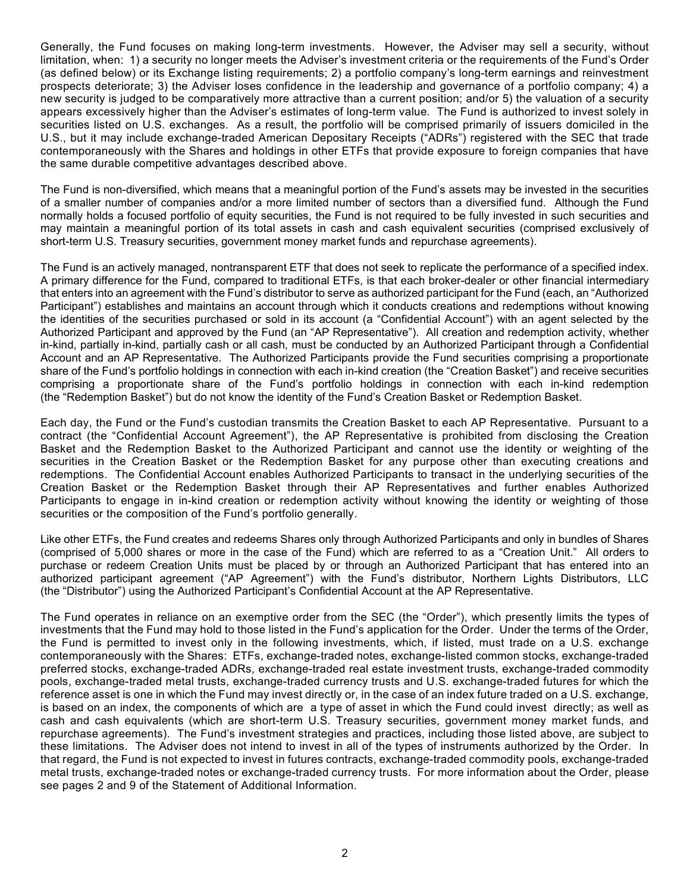Generally, the Fund focuses on making long-term investments. However, the Adviser may sell a security, without limitation, when: 1) a security no longer meets the Adviser's investment criteria or the requirements of the Fund's Order (as defined below) or its Exchange listing requirements; 2) a portfolio company's long-term earnings and reinvestment prospects deteriorate; 3) the Adviser loses confidence in the leadership and governance of a portfolio company; 4) a new security is judged to be comparatively more attractive than a current position; and/or 5) the valuation of a security appears excessively higher than the Adviser's estimates of long-term value. The Fund is authorized to invest solely in securities listed on U.S. exchanges. As a result, the portfolio will be comprised primarily of issuers domiciled in the U.S., but it may include exchange-traded American Depositary Receipts ("ADRs") registered with the SEC that trade contemporaneously with the Shares and holdings in other ETFs that provide exposure to foreign companies that have the same durable competitive advantages described above.

The Fund is non-diversified, which means that a meaningful portion of the Fund's assets may be invested in the securities of a smaller number of companies and/or a more limited number of sectors than a diversified fund. Although the Fund normally holds a focused portfolio of equity securities, the Fund is not required to be fully invested in such securities and may maintain a meaningful portion of its total assets in cash and cash equivalent securities (comprised exclusively of short-term U.S. Treasury securities, government money market funds and repurchase agreements).

The Fund is an actively managed, nontransparent ETF that does not seek to replicate the performance of a specified index. A primary difference for the Fund, compared to traditional ETFs, is that each broker-dealer or other financial intermediary that enters into an agreement with the Fund's distributor to serve as authorized participant for the Fund (each, an "Authorized Participant") establishes and maintains an account through which it conducts creations and redemptions without knowing the identities of the securities purchased or sold in its account (a "Confidential Account") with an agent selected by the Authorized Participant and approved by the Fund (an "AP Representative"). All creation and redemption activity, whether in-kind, partially in-kind, partially cash or all cash, must be conducted by an Authorized Participant through a Confidential Account and an AP Representative. The Authorized Participants provide the Fund securities comprising a proportionate share of the Fund's portfolio holdings in connection with each in-kind creation (the "Creation Basket") and receive securities comprising a proportionate share of the Fund's portfolio holdings in connection with each in-kind redemption (the "Redemption Basket") but do not know the identity of the Fund's Creation Basket or Redemption Basket.

Each day, the Fund or the Fund's custodian transmits the Creation Basket to each AP Representative. Pursuant to a contract (the "Confidential Account Agreement"), the AP Representative is prohibited from disclosing the Creation Basket and the Redemption Basket to the Authorized Participant and cannot use the identity or weighting of the securities in the Creation Basket or the Redemption Basket for any purpose other than executing creations and redemptions. The Confidential Account enables Authorized Participants to transact in the underlying securities of the Creation Basket or the Redemption Basket through their AP Representatives and further enables Authorized Participants to engage in in-kind creation or redemption activity without knowing the identity or weighting of those securities or the composition of the Fund's portfolio generally.

Like other ETFs, the Fund creates and redeems Shares only through Authorized Participants and only in bundles of Shares (comprised of 5,000 shares or more in the case of the Fund) which are referred to as a "Creation Unit." All orders to purchase or redeem Creation Units must be placed by or through an Authorized Participant that has entered into an authorized participant agreement ("AP Agreement") with the Fund's distributor, Northern Lights Distributors, LLC (the "Distributor") using the Authorized Participant's Confidential Account at the AP Representative.

The Fund operates in reliance on an exemptive order from the SEC (the "Order"), which presently limits the types of investments that the Fund may hold to those listed in the Fund's application for the Order. Under the terms of the Order, the Fund is permitted to invest only in the following investments, which, if listed, must trade on a U.S. exchange contemporaneously with the Shares: ETFs, exchange-traded notes, exchange-listed common stocks, exchange-traded preferred stocks, exchange-traded ADRs, exchange-traded real estate investment trusts, exchange-traded commodity pools, exchange-traded metal trusts, exchange-traded currency trusts and U.S. exchange-traded futures for which the reference asset is one in which the Fund may invest directly or, in the case of an index future traded on a U.S. exchange, is based on an index, the components of which are a type of asset in which the Fund could invest directly; as well as cash and cash equivalents (which are short-term U.S. Treasury securities, government money market funds, and repurchase agreements). The Fund's investment strategies and practices, including those listed above, are subject to these limitations. The Adviser does not intend to invest in all of the types of instruments authorized by the Order. In that regard, the Fund is not expected to invest in futures contracts, exchange-traded commodity pools, exchange-traded metal trusts, exchange-traded notes or exchange-traded currency trusts. For more information about the Order, please see pages 2 and 9 of the Statement of Additional Information.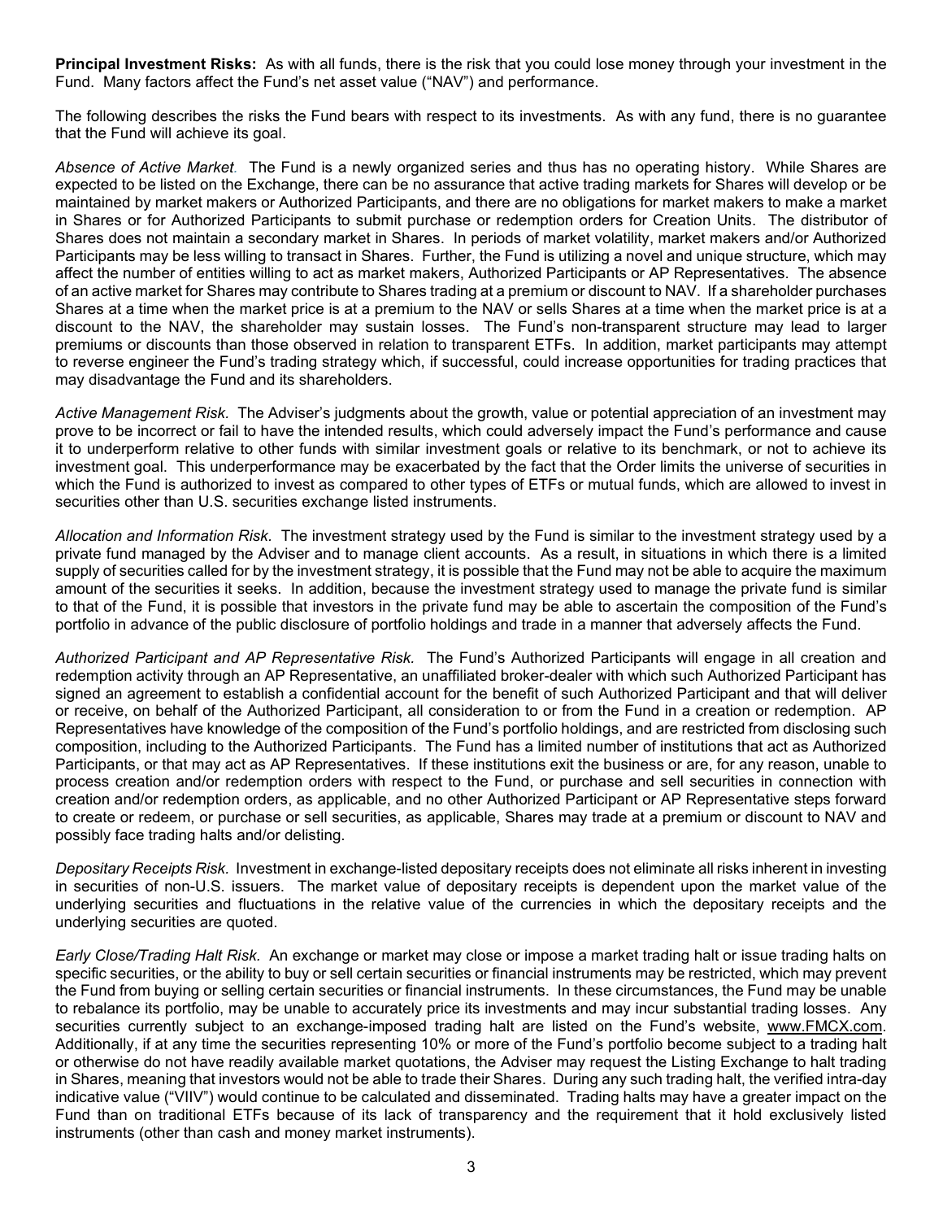**Principal Investment Risks:** As with all funds, there is the risk that you could lose money through your investment in the Fund. Many factors affect the Fund's net asset value ("NAV") and performance.

The following describes the risks the Fund bears with respect to its investments. As with any fund, there is no guarantee that the Fund will achieve its goal.

*Absence of Active Market.* The Fund is a newly organized series and thus has no operating history. While Shares are expected to be listed on the Exchange, there can be no assurance that active trading markets for Shares will develop or be maintained by market makers or Authorized Participants, and there are no obligations for market makers to make a market in Shares or for Authorized Participants to submit purchase or redemption orders for Creation Units. The distributor of Shares does not maintain a secondary market in Shares. In periods of market volatility, market makers and/or Authorized Participants may be less willing to transact in Shares. Further, the Fund is utilizing a novel and unique structure, which may affect the number of entities willing to act as market makers, Authorized Participants or AP Representatives. The absence of an active market for Shares may contribute to Shares trading at a premium or discount to NAV. If a shareholder purchases Shares at a time when the market price is at a premium to the NAV or sells Shares at a time when the market price is at a discount to the NAV, the shareholder may sustain losses. The Fund's non-transparent structure may lead to larger premiums or discounts than those observed in relation to transparent ETFs. In addition, market participants may attempt to reverse engineer the Fund's trading strategy which, if successful, could increase opportunities for trading practices that may disadvantage the Fund and its shareholders.

*Active Management Risk.* The Adviser's judgments about the growth, value or potential appreciation of an investment may prove to be incorrect or fail to have the intended results, which could adversely impact the Fund's performance and cause it to underperform relative to other funds with similar investment goals or relative to its benchmark, or not to achieve its investment goal. This underperformance may be exacerbated by the fact that the Order limits the universe of securities in which the Fund is authorized to invest as compared to other types of ETFs or mutual funds, which are allowed to invest in securities other than U.S. securities exchange listed instruments.

*Allocation and Information Risk.* The investment strategy used by the Fund is similar to the investment strategy used by a private fund managed by the Adviser and to manage client accounts. As a result, in situations in which there is a limited supply of securities called for by the investment strategy, it is possible that the Fund may not be able to acquire the maximum amount of the securities it seeks. In addition, because the investment strategy used to manage the private fund is similar to that of the Fund, it is possible that investors in the private fund may be able to ascertain the composition of the Fund's portfolio in advance of the public disclosure of portfolio holdings and trade in a manner that adversely affects the Fund.

*Authorized Participant and AP Representative Risk.* The Fund's Authorized Participants will engage in all creation and redemption activity through an AP Representative, an unaffiliated broker-dealer with which such Authorized Participant has signed an agreement to establish a confidential account for the benefit of such Authorized Participant and that will deliver or receive, on behalf of the Authorized Participant, all consideration to or from the Fund in a creation or redemption. AP Representatives have knowledge of the composition of the Fund's portfolio holdings, and are restricted from disclosing such composition, including to the Authorized Participants. The Fund has a limited number of institutions that act as Authorized Participants, or that may act as AP Representatives. If these institutions exit the business or are, for any reason, unable to process creation and/or redemption orders with respect to the Fund, or purchase and sell securities in connection with creation and/or redemption orders, as applicable, and no other Authorized Participant or AP Representative steps forward to create or redeem, or purchase or sell securities, as applicable, Shares may trade at a premium or discount to NAV and possibly face trading halts and/or delisting.

*Depositary Receipts Risk.* Investment in exchange-listed depositary receipts does not eliminate all risks inherent in investing in securities of non-U.S. issuers. The market value of depositary receipts is dependent upon the market value of the underlying securities and fluctuations in the relative value of the currencies in which the depositary receipts and the underlying securities are quoted.

*Early Close/Trading Halt Risk.* An exchange or market may close or impose a market trading halt or issue trading halts on specific securities, or the ability to buy or sell certain securities or financial instruments may be restricted, which may prevent the Fund from buying or selling certain securities or financial instruments. In these circumstances, the Fund may be unable to rebalance its portfolio, may be unable to accurately price its investments and may incur substantial trading losses. Any securities currently subject to an exchange-imposed trading halt are listed on the Fund's website, www.FMCX.com. Additionally, if at any time the securities representing 10% or more of the Fund's portfolio become subject to a trading halt or otherwise do not have readily available market quotations, the Adviser may request the Listing Exchange to halt trading in Shares, meaning that investors would not be able to trade their Shares. During any such trading halt, the verified intra-day indicative value ("VIIV") would continue to be calculated and disseminated. Trading halts may have a greater impact on the Fund than on traditional ETFs because of its lack of transparency and the requirement that it hold exclusively listed instruments (other than cash and money market instruments).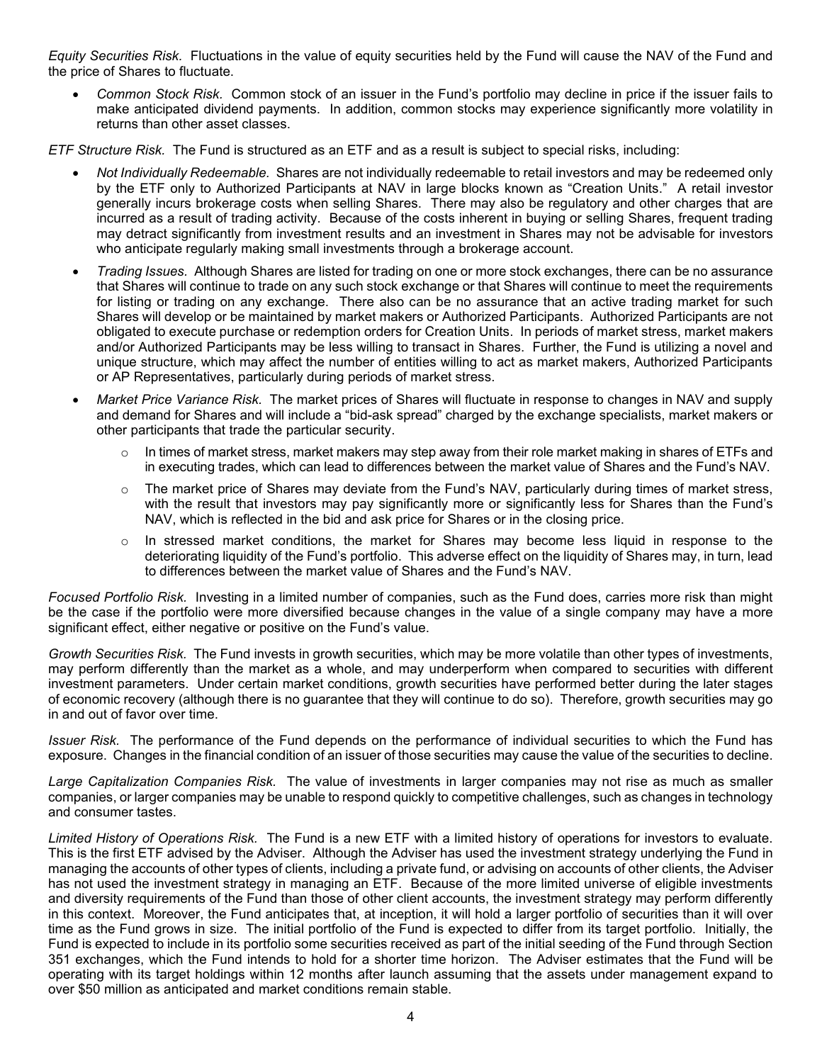*Equity Securities Risk.* Fluctuations in the value of equity securities held by the Fund will cause the NAV of the Fund and the price of Shares to fluctuate.

- *Common Stock Risk.* Common stock of an issuer in the Fund's portfolio may decline in price if the issuer fails to make anticipated dividend payments. In addition, common stocks may experience significantly more volatility in returns than other asset classes.

*ETF Structure Risk.* The Fund is structured as an ETF and as a result is subject to special risks, including:

- *Not Individually Redeemable.* Shares are not individually redeemable to retail investors and may be redeemed only by the ETF only to Authorized Participants at NAV in large blocks known as "Creation Units." A retail investor generally incurs brokerage costs when selling Shares. There may also be regulatory and other charges that are incurred as a result of trading activity. Because of the costs inherent in buying or selling Shares, frequent trading may detract significantly from investment results and an investment in Shares may not be advisable for investors who anticipate regularly making small investments through a brokerage account.
- *Trading Issues.* Although Shares are listed for trading on one or more stock exchanges, there can be no assurance that Shares will continue to trade on any such stock exchange or that Shares will continue to meet the requirements for listing or trading on any exchange. There also can be no assurance that an active trading market for such Shares will develop or be maintained by market makers or Authorized Participants. Authorized Participants are not obligated to execute purchase or redemption orders for Creation Units. In periods of market stress, market makers and/or Authorized Participants may be less willing to transact in Shares. Further, the Fund is utilizing a novel and unique structure, which may affect the number of entities willing to act as market makers, Authorized Participants or AP Representatives, particularly during periods of market stress.
- *Market Price Variance Risk.* The market prices of Shares will fluctuate in response to changes in NAV and supply and demand for Shares and will include a "bid-ask spread" charged by the exchange specialists, market makers or other participants that trade the particular security.
  - In times of market stress, market makers may step away from their role market making in shares of ETFs and in executing trades, which can lead to differences between the market value of Shares and the Fund's NAV.
  - The market price of Shares may deviate from the Fund's NAV, particularly during times of market stress, with the result that investors may pay significantly more or significantly less for Shares than the Fund's NAV, which is reflected in the bid and ask price for Shares or in the closing price.
  - In stressed market conditions, the market for Shares may become less liquid in response to the deteriorating liquidity of the Fund's portfolio. This adverse effect on the liquidity of Shares may, in turn, lead to differences between the market value of Shares and the Fund's NAV.

*Focused Portfolio Risk.* Investing in a limited number of companies, such as the Fund does, carries more risk than might be the case if the portfolio were more diversified because changes in the value of a single company may have a more significant effect, either negative or positive on the Fund's value.

*Growth Securities Risk.* The Fund invests in growth securities, which may be more volatile than other types of investments, may perform differently than the market as a whole, and may underperform when compared to securities with different investment parameters. Under certain market conditions, growth securities have performed better during the later stages of economic recovery (although there is no guarantee that they will continue to do so). Therefore, growth securities may go in and out of favor over time.

*Issuer Risk.* The performance of the Fund depends on the performance of individual securities to which the Fund has exposure. Changes in the financial condition of an issuer of those securities may cause the value of the securities to decline.

*Large Capitalization Companies Risk.* The value of investments in larger companies may not rise as much as smaller companies, or larger companies may be unable to respond quickly to competitive challenges, such as changes in technology and consumer tastes.

*Limited History of Operations Risk.* The Fund is a new ETF with a limited history of operations for investors to evaluate. This is the first ETF advised by the Adviser. Although the Adviser has used the investment strategy underlying the Fund in managing the accounts of other types of clients, including a private fund, or advising on accounts of other clients, the Adviser has not used the investment strategy in managing an ETF. Because of the more limited universe of eligible investments and diversity requirements of the Fund than those of other client accounts, the investment strategy may perform differently in this context. Moreover, the Fund anticipates that, at inception, it will hold a larger portfolio of securities than it will over time as the Fund grows in size. The initial portfolio of the Fund is expected to differ from its target portfolio. Initially, the Fund is expected to include in its portfolio some securities received as part of the initial seeding of the Fund through Section 351 exchanges, which the Fund intends to hold for a shorter time horizon. The Adviser estimates that the Fund will be operating with its target holdings within 12 months after launch assuming that the assets under management expand to over $50 million as anticipated and market conditions remain stable.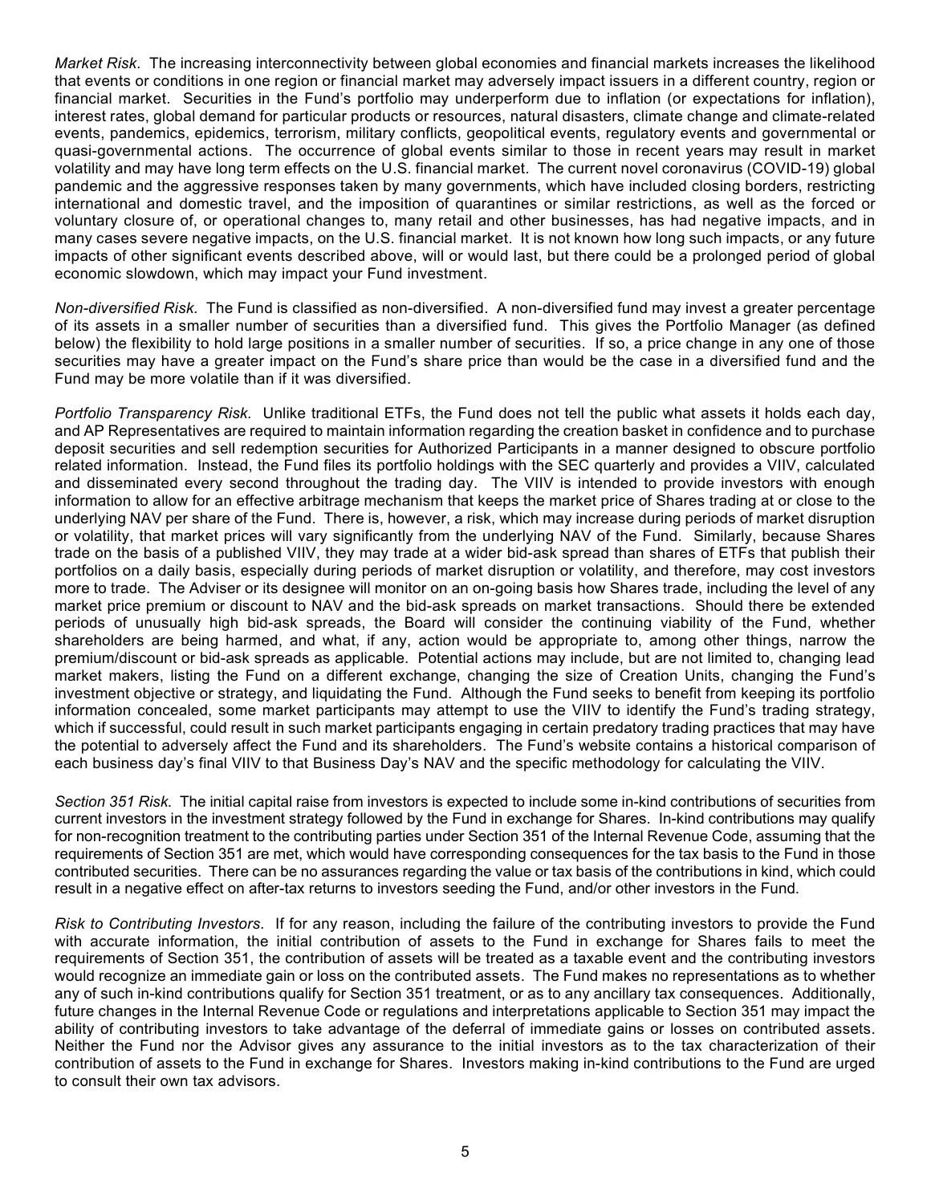*Market Risk.* The increasing interconnectivity between global economies and financial markets increases the likelihood that events or conditions in one region or financial market may adversely impact issuers in a different country, region or financial market. Securities in the Fund's portfolio may underperform due to inflation (or expectations for inflation), interest rates, global demand for particular products or resources, natural disasters, climate change and climate-related events, pandemics, epidemics, terrorism, military conflicts, geopolitical events, regulatory events and governmental or quasi-governmental actions. The occurrence of global events similar to those in recent years may result in market volatility and may have long term effects on the U.S. financial market. The current novel coronavirus (COVID-19) global pandemic and the aggressive responses taken by many governments, which have included closing borders, restricting international and domestic travel, and the imposition of quarantines or similar restrictions, as well as the forced or voluntary closure of, or operational changes to, many retail and other businesses, has had negative impacts, and in many cases severe negative impacts, on the U.S. financial market. It is not known how long such impacts, or any future impacts of other significant events described above, will or would last, but there could be a prolonged period of global economic slowdown, which may impact your Fund investment.

*Non-diversified Risk.* The Fund is classified as non-diversified. A non-diversified fund may invest a greater percentage of its assets in a smaller number of securities than a diversified fund. This gives the Portfolio Manager (as defined below) the flexibility to hold large positions in a smaller number of securities. If so, a price change in any one of those securities may have a greater impact on the Fund's share price than would be the case in a diversified fund and the Fund may be more volatile than if it was diversified.

*Portfolio Transparency Risk.* Unlike traditional ETFs, the Fund does not tell the public what assets it holds each day, and AP Representatives are required to maintain information regarding the creation basket in confidence and to purchase deposit securities and sell redemption securities for Authorized Participants in a manner designed to obscure portfolio related information. Instead, the Fund files its portfolio holdings with the SEC quarterly and provides a VIIV, calculated and disseminated every second throughout the trading day. The VIIV is intended to provide investors with enough information to allow for an effective arbitrage mechanism that keeps the market price of Shares trading at or close to the underlying NAV per share of the Fund. There is, however, a risk, which may increase during periods of market disruption or volatility, that market prices will vary significantly from the underlying NAV of the Fund. Similarly, because Shares trade on the basis of a published VIIV, they may trade at a wider bid-ask spread than shares of ETFs that publish their portfolios on a daily basis, especially during periods of market disruption or volatility, and therefore, may cost investors more to trade. The Adviser or its designee will monitor on an on-going basis how Shares trade, including the level of any market price premium or discount to NAV and the bid-ask spreads on market transactions. Should there be extended periods of unusually high bid-ask spreads, the Board will consider the continuing viability of the Fund, whether shareholders are being harmed, and what, if any, action would be appropriate to, among other things, narrow the premium/discount or bid-ask spreads as applicable. Potential actions may include, but are not limited to, changing lead market makers, listing the Fund on a different exchange, changing the size of Creation Units, changing the Fund's investment objective or strategy, and liquidating the Fund. Although the Fund seeks to benefit from keeping its portfolio information concealed, some market participants may attempt to use the VIIV to identify the Fund's trading strategy, which if successful, could result in such market participants engaging in certain predatory trading practices that may have the potential to adversely affect the Fund and its shareholders. The Fund's website contains a historical comparison of each business day's final VIIV to that Business Day's NAV and the specific methodology for calculating the VIIV.

*Section 351 Risk.* The initial capital raise from investors is expected to include some in-kind contributions of securities from current investors in the investment strategy followed by the Fund in exchange for Shares. In-kind contributions may qualify for non-recognition treatment to the contributing parties under Section 351 of the Internal Revenue Code, assuming that the requirements of Section 351 are met, which would have corresponding consequences for the tax basis to the Fund in those contributed securities. There can be no assurances regarding the value or tax basis of the contributions in kind, which could result in a negative effect on after-tax returns to investors seeding the Fund, and/or other investors in the Fund.

*Risk to Contributing Investors.* If for any reason, including the failure of the contributing investors to provide the Fund with accurate information, the initial contribution of assets to the Fund in exchange for Shares fails to meet the requirements of Section 351, the contribution of assets will be treated as a taxable event and the contributing investors would recognize an immediate gain or loss on the contributed assets. The Fund makes no representations as to whether any of such in-kind contributions qualify for Section 351 treatment, or as to any ancillary tax consequences. Additionally, future changes in the Internal Revenue Code or regulations and interpretations applicable to Section 351 may impact the ability of contributing investors to take advantage of the deferral of immediate gains or losses on contributed assets. Neither the Fund nor the Advisor gives any assurance to the initial investors as to the tax characterization of their contribution of assets to the Fund in exchange for Shares. Investors making in-kind contributions to the Fund are urged to consult their own tax advisors.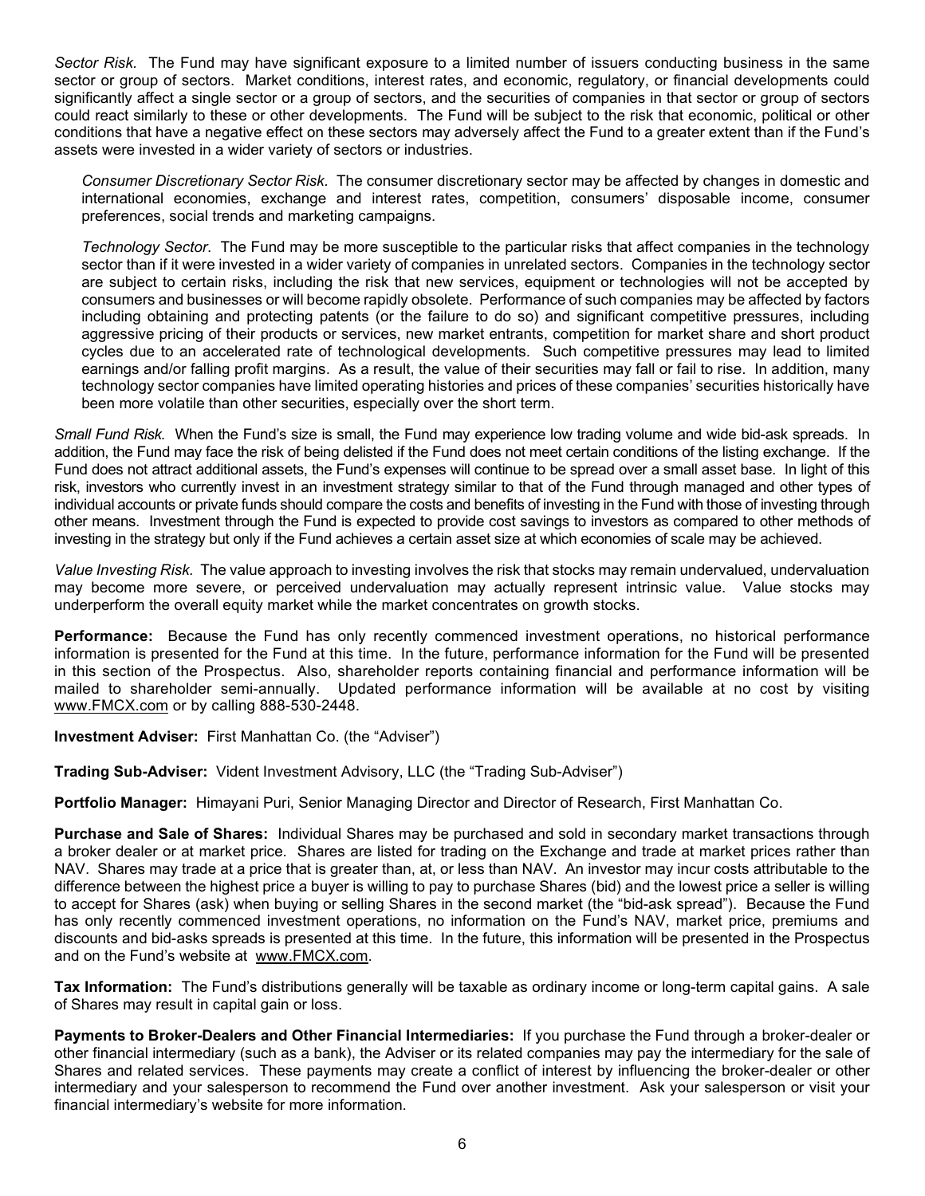*Sector Risk.* The Fund may have significant exposure to a limited number of issuers conducting business in the same sector or group of sectors. Market conditions, interest rates, and economic, regulatory, or financial developments could significantly affect a single sector or a group of sectors, and the securities of companies in that sector or group of sectors could react similarly to these or other developments. The Fund will be subject to the risk that economic, political or other conditions that have a negative effect on these sectors may adversely affect the Fund to a greater extent than if the Fund's assets were invested in a wider variety of sectors or industries.

*Consumer Discretionary Sector Risk.* The consumer discretionary sector may be affected by changes in domestic and international economies, exchange and interest rates, competition, consumers' disposable income, consumer preferences, social trends and marketing campaigns.

*Technology Sector.* The Fund may be more susceptible to the particular risks that affect companies in the technology sector than if it were invested in a wider variety of companies in unrelated sectors. Companies in the technology sector are subject to certain risks, including the risk that new services, equipment or technologies will not be accepted by consumers and businesses or will become rapidly obsolete. Performance of such companies may be affected by factors including obtaining and protecting patents (or the failure to do so) and significant competitive pressures, including aggressive pricing of their products or services, new market entrants, competition for market share and short product cycles due to an accelerated rate of technological developments. Such competitive pressures may lead to limited earnings and/or falling profit margins. As a result, the value of their securities may fall or fail to rise. In addition, many technology sector companies have limited operating histories and prices of these companies' securities historically have been more volatile than other securities, especially over the short term.

*Small Fund Risk.* When the Fund's size is small, the Fund may experience low trading volume and wide bid-ask spreads. In addition, the Fund may face the risk of being delisted if the Fund does not meet certain conditions of the listing exchange. If the Fund does not attract additional assets, the Fund's expenses will continue to be spread over a small asset base. In light of this risk, investors who currently invest in an investment strategy similar to that of the Fund through managed and other types of individual accounts or private funds should compare the costs and benefits of investing in the Fund with those of investing through other means. Investment through the Fund is expected to provide cost savings to investors as compared to other methods of investing in the strategy but only if the Fund achieves a certain asset size at which economies of scale may be achieved.

*Value Investing Risk.* The value approach to investing involves the risk that stocks may remain undervalued, undervaluation may become more severe, or perceived undervaluation may actually represent intrinsic value. Value stocks may underperform the overall equity market while the market concentrates on growth stocks.

**Performance:** Because the Fund has only recently commenced investment operations, no historical performance information is presented for the Fund at this time. In the future, performance information for the Fund will be presented in this section of the Prospectus. Also, shareholder reports containing financial and performance information will be mailed to shareholder semi-annually. Updated performance information will be available at no cost by visiting www.FMCX.com or by calling 888-530-2448.

**Investment Adviser:** First Manhattan Co. (the "Adviser")

**Trading Sub-Adviser:** Vident Investment Advisory, LLC (the "Trading Sub-Adviser")

**Portfolio Manager:** Himayani Puri, Senior Managing Director and Director of Research, First Manhattan Co.

**Purchase and Sale of Shares:** Individual Shares may be purchased and sold in secondary market transactions through a broker dealer or at market price. Shares are listed for trading on the Exchange and trade at market prices rather than NAV. Shares may trade at a price that is greater than, at, or less than NAV. An investor may incur costs attributable to the difference between the highest price a buyer is willing to pay to purchase Shares (bid) and the lowest price a seller is willing to accept for Shares (ask) when buying or selling Shares in the second market (the "bid-ask spread"). Because the Fund has only recently commenced investment operations, no information on the Fund's NAV, market price, premiums and discounts and bid-asks spreads is presented at this time. In the future, this information will be presented in the Prospectus and on the Fund's website at www.FMCX.com.

**Tax Information:** The Fund's distributions generally will be taxable as ordinary income or long-term capital gains. A sale of Shares may result in capital gain or loss.

**Payments to Broker-Dealers and Other Financial Intermediaries:** If you purchase the Fund through a broker-dealer or other financial intermediary (such as a bank), the Adviser or its related companies may pay the intermediary for the sale of Shares and related services. These payments may create a conflict of interest by influencing the broker-dealer or other intermediary and your salesperson to recommend the Fund over another investment. Ask your salesperson or visit your financial intermediary's website for more information.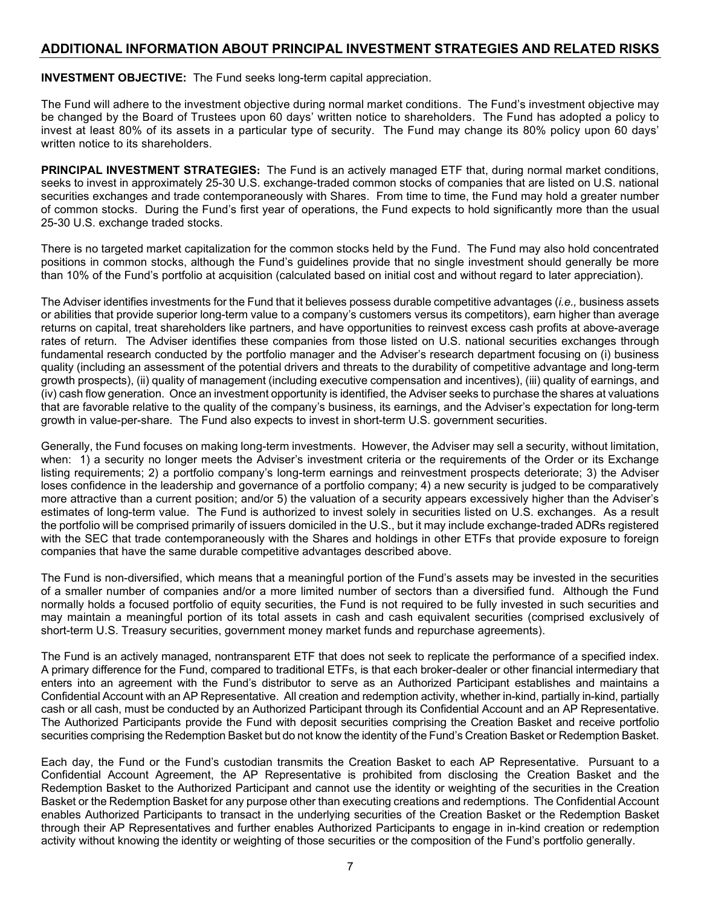## ADDITIONAL INFORMATION ABOUT PRINCIPAL INVESTMENT STRATEGIES AND RELATED RISKS

**INVESTMENT OBJECTIVE:** The Fund seeks long-term capital appreciation.

The Fund will adhere to the investment objective during normal market conditions. The Fund's investment objective may be changed by the Board of Trustees upon 60 days' written notice to shareholders. The Fund has adopted a policy to invest at least 80% of its assets in a particular type of security. The Fund may change its 80% policy upon 60 days' written notice to its shareholders.

**PRINCIPAL INVESTMENT STRATEGIES:** The Fund is an actively managed ETF that, during normal market conditions, seeks to invest in approximately 25-30 U.S. exchange-traded common stocks of companies that are listed on U.S. national securities exchanges and trade contemporaneously with Shares. From time to time, the Fund may hold a greater number of common stocks. During the Fund's first year of operations, the Fund expects to hold significantly more than the usual 25-30 U.S. exchange traded stocks.

There is no targeted market capitalization for the common stocks held by the Fund. The Fund may also hold concentrated positions in common stocks, although the Fund's guidelines provide that no single investment should generally be more than 10% of the Fund's portfolio at acquisition (calculated based on initial cost and without regard to later appreciation).

The Adviser identifies investments for the Fund that it believes possess durable competitive advantages (*i.e.,* business assets or abilities that provide superior long-term value to a company's customers versus its competitors), earn higher than average returns on capital, treat shareholders like partners, and have opportunities to reinvest excess cash profits at above-average rates of return. The Adviser identifies these companies from those listed on U.S. national securities exchanges through fundamental research conducted by the portfolio manager and the Adviser's research department focusing on (i) business quality (including an assessment of the potential drivers and threats to the durability of competitive advantage and long-term growth prospects), (ii) quality of management (including executive compensation and incentives), (iii) quality of earnings, and (iv) cash flow generation. Once an investment opportunity is identified, the Adviser seeks to purchase the shares at valuations that are favorable relative to the quality of the company's business, its earnings, and the Adviser's expectation for long-term growth in value-per-share. The Fund also expects to invest in short-term U.S. government securities.

Generally, the Fund focuses on making long-term investments. However, the Adviser may sell a security, without limitation, when: 1) a security no longer meets the Adviser's investment criteria or the requirements of the Order or its Exchange listing requirements; 2) a portfolio company's long-term earnings and reinvestment prospects deteriorate; 3) the Adviser loses confidence in the leadership and governance of a portfolio company; 4) a new security is judged to be comparatively more attractive than a current position; and/or 5) the valuation of a security appears excessively higher than the Adviser's estimates of long-term value. The Fund is authorized to invest solely in securities listed on U.S. exchanges. As a result the portfolio will be comprised primarily of issuers domiciled in the U.S., but it may include exchange-traded ADRs registered with the SEC that trade contemporaneously with the Shares and holdings in other ETFs that provide exposure to foreign companies that have the same durable competitive advantages described above.

The Fund is non-diversified, which means that a meaningful portion of the Fund's assets may be invested in the securities of a smaller number of companies and/or a more limited number of sectors than a diversified fund. Although the Fund normally holds a focused portfolio of equity securities, the Fund is not required to be fully invested in such securities and may maintain a meaningful portion of its total assets in cash and cash equivalent securities (comprised exclusively of short-term U.S. Treasury securities, government money market funds and repurchase agreements).

The Fund is an actively managed, nontransparent ETF that does not seek to replicate the performance of a specified index. A primary difference for the Fund, compared to traditional ETFs, is that each broker-dealer or other financial intermediary that enters into an agreement with the Fund's distributor to serve as an Authorized Participant establishes and maintains a Confidential Account with an AP Representative. All creation and redemption activity, whether in-kind, partially in-kind, partially cash or all cash, must be conducted by an Authorized Participant through its Confidential Account and an AP Representative. The Authorized Participants provide the Fund with deposit securities comprising the Creation Basket and receive portfolio securities comprising the Redemption Basket but do not know the identity of the Fund's Creation Basket or Redemption Basket.

Each day, the Fund or the Fund's custodian transmits the Creation Basket to each AP Representative. Pursuant to a Confidential Account Agreement, the AP Representative is prohibited from disclosing the Creation Basket and the Redemption Basket to the Authorized Participant and cannot use the identity or weighting of the securities in the Creation Basket or the Redemption Basket for any purpose other than executing creations and redemptions. The Confidential Account enables Authorized Participants to transact in the underlying securities of the Creation Basket or the Redemption Basket through their AP Representatives and further enables Authorized Participants to engage in in-kind creation or redemption activity without knowing the identity or weighting of those securities or the composition of the Fund's portfolio generally.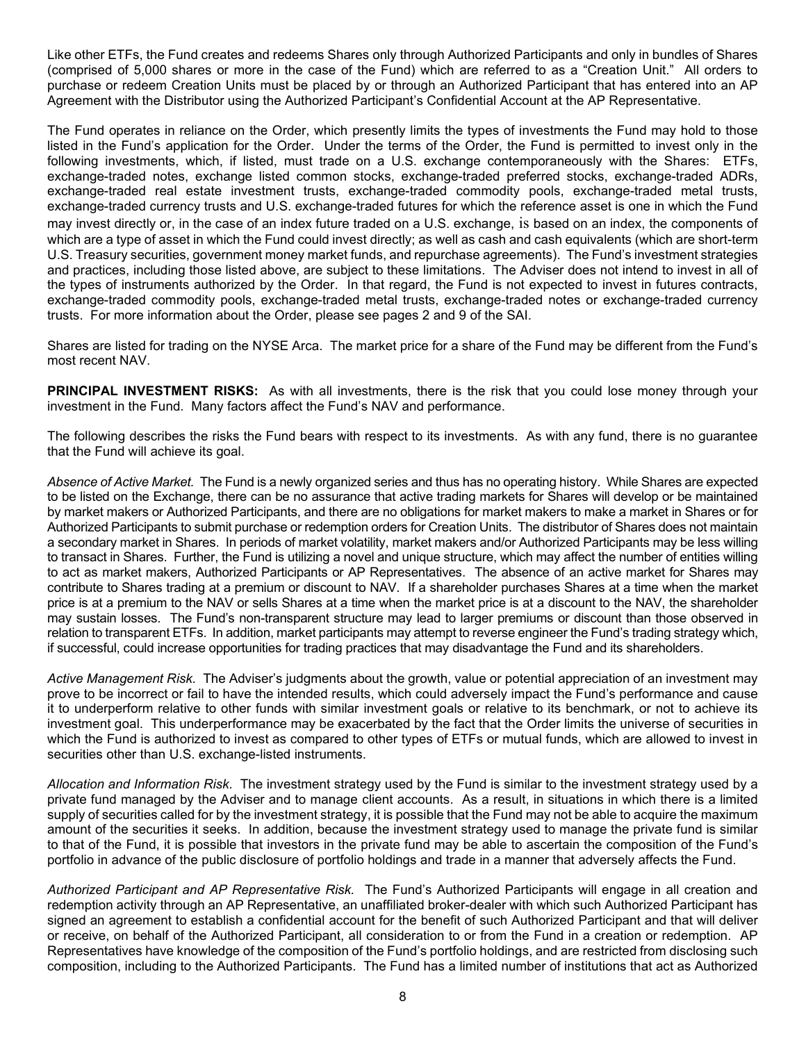Like other ETFs, the Fund creates and redeems Shares only through Authorized Participants and only in bundles of Shares (comprised of 5,000 shares or more in the case of the Fund) which are referred to as a "Creation Unit." All orders to purchase or redeem Creation Units must be placed by or through an Authorized Participant that has entered into an AP Agreement with the Distributor using the Authorized Participant's Confidential Account at the AP Representative.

The Fund operates in reliance on the Order, which presently limits the types of investments the Fund may hold to those listed in the Fund's application for the Order. Under the terms of the Order, the Fund is permitted to invest only in the following investments, which, if listed, must trade on a U.S. exchange contemporaneously with the Shares: ETFs, exchange-traded notes, exchange listed common stocks, exchange-traded preferred stocks, exchange-traded ADRs, exchange-traded real estate investment trusts, exchange-traded commodity pools, exchange-traded metal trusts, exchange-traded currency trusts and U.S. exchange-traded futures for which the reference asset is one in which the Fund may invest directly or, in the case of an index future traded on a U.S. exchange, is based on an index, the components of which are a type of asset in which the Fund could invest directly; as well as cash and cash equivalents (which are short-term U.S. Treasury securities, government money market funds, and repurchase agreements). The Fund's investment strategies and practices, including those listed above, are subject to these limitations. The Adviser does not intend to invest in all of the types of instruments authorized by the Order. In that regard, the Fund is not expected to invest in futures contracts, exchange-traded commodity pools, exchange-traded metal trusts, exchange-traded notes or exchange-traded currency trusts. For more information about the Order, please see pages 2 and 9 of the SAI.

Shares are listed for trading on the NYSE Arca. The market price for a share of the Fund may be different from the Fund's most recent NAV.

**PRINCIPAL INVESTMENT RISKS:** As with all investments, there is the risk that you could lose money through your investment in the Fund. Many factors affect the Fund's NAV and performance.

The following describes the risks the Fund bears with respect to its investments. As with any fund, there is no guarantee that the Fund will achieve its goal.

*Absence of Active Market.* The Fund is a newly organized series and thus has no operating history. While Shares are expected to be listed on the Exchange, there can be no assurance that active trading markets for Shares will develop or be maintained by market makers or Authorized Participants, and there are no obligations for market makers to make a market in Shares or for Authorized Participants to submit purchase or redemption orders for Creation Units. The distributor of Shares does not maintain a secondary market in Shares. In periods of market volatility, market makers and/or Authorized Participants may be less willing to transact in Shares. Further, the Fund is utilizing a novel and unique structure, which may affect the number of entities willing to act as market makers, Authorized Participants or AP Representatives. The absence of an active market for Shares may contribute to Shares trading at a premium or discount to NAV. If a shareholder purchases Shares at a time when the market price is at a premium to the NAV or sells Shares at a time when the market price is at a discount to the NAV, the shareholder may sustain losses. The Fund's non-transparent structure may lead to larger premiums or discount than those observed in relation to transparent ETFs. In addition, market participants may attempt to reverse engineer the Fund's trading strategy which, if successful, could increase opportunities for trading practices that may disadvantage the Fund and its shareholders.

*Active Management Risk.* The Adviser's judgments about the growth, value or potential appreciation of an investment may prove to be incorrect or fail to have the intended results, which could adversely impact the Fund's performance and cause it to underperform relative to other funds with similar investment goals or relative to its benchmark, or not to achieve its investment goal. This underperformance may be exacerbated by the fact that the Order limits the universe of securities in which the Fund is authorized to invest as compared to other types of ETFs or mutual funds, which are allowed to invest in securities other than U.S. exchange-listed instruments.

*Allocation and Information Risk.* The investment strategy used by the Fund is similar to the investment strategy used by a private fund managed by the Adviser and to manage client accounts. As a result, in situations in which there is a limited supply of securities called for by the investment strategy, it is possible that the Fund may not be able to acquire the maximum amount of the securities it seeks. In addition, because the investment strategy used to manage the private fund is similar to that of the Fund, it is possible that investors in the private fund may be able to ascertain the composition of the Fund's portfolio in advance of the public disclosure of portfolio holdings and trade in a manner that adversely affects the Fund.

*Authorized Participant and AP Representative Risk.* The Fund's Authorized Participants will engage in all creation and redemption activity through an AP Representative, an unaffiliated broker-dealer with which such Authorized Participant has signed an agreement to establish a confidential account for the benefit of such Authorized Participant and that will deliver or receive, on behalf of the Authorized Participant, all consideration to or from the Fund in a creation or redemption. AP Representatives have knowledge of the composition of the Fund's portfolio holdings, and are restricted from disclosing such composition, including to the Authorized Participants. The Fund has a limited number of institutions that act as Authorized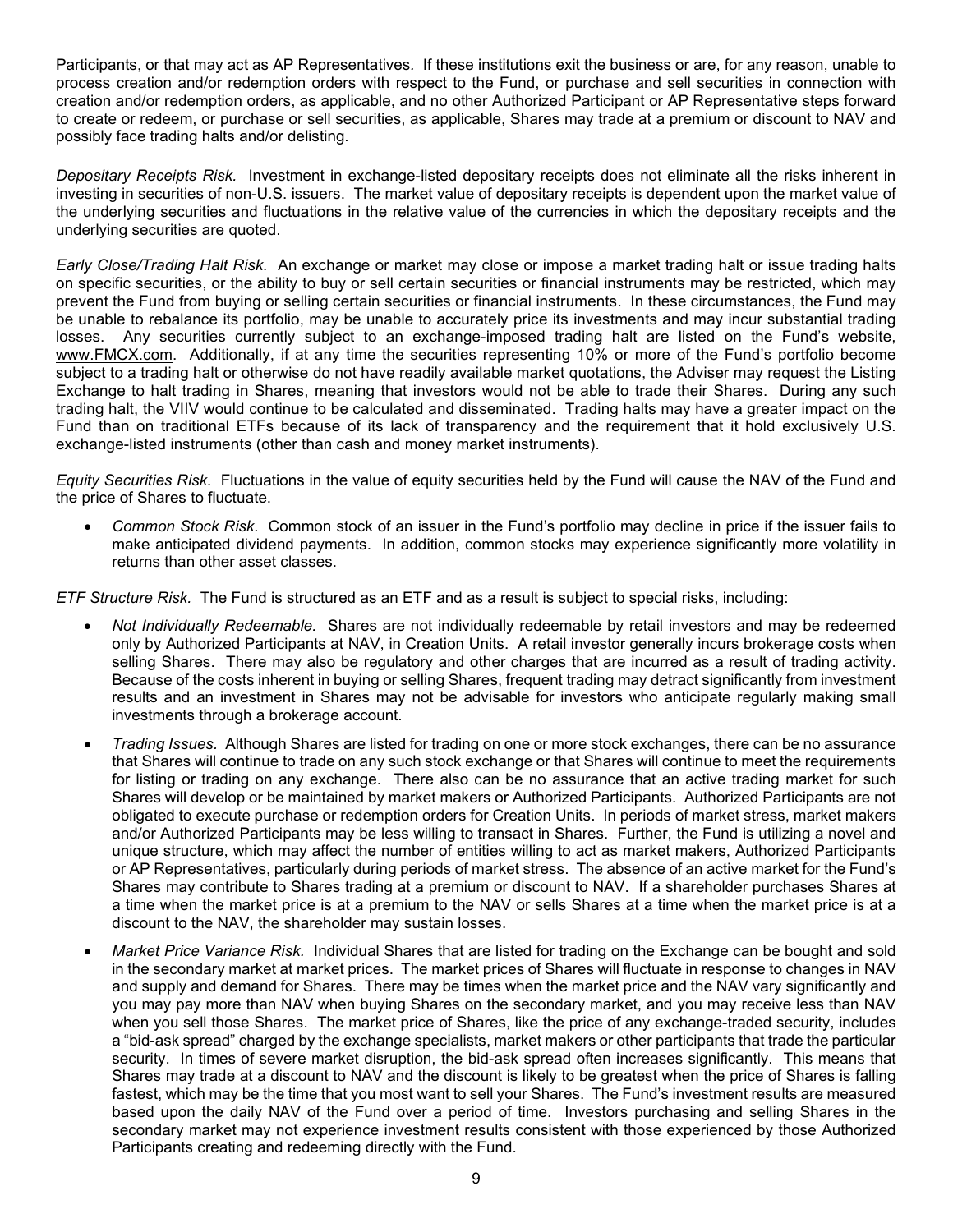Participants, or that may act as AP Representatives. If these institutions exit the business or are, for any reason, unable to process creation and/or redemption orders with respect to the Fund, or purchase and sell securities in connection with creation and/or redemption orders, as applicable, and no other Authorized Participant or AP Representative steps forward to create or redeem, or purchase or sell securities, as applicable, Shares may trade at a premium or discount to NAV and possibly face trading halts and/or delisting.

*Depositary Receipts Risk.* Investment in exchange-listed depositary receipts does not eliminate all the risks inherent in investing in securities of non-U.S. issuers. The market value of depositary receipts is dependent upon the market value of the underlying securities and fluctuations in the relative value of the currencies in which the depositary receipts and the underlying securities are quoted.

*Early Close/Trading Halt Risk.* An exchange or market may close or impose a market trading halt or issue trading halts on specific securities, or the ability to buy or sell certain securities or financial instruments may be restricted, which may prevent the Fund from buying or selling certain securities or financial instruments. In these circumstances, the Fund may be unable to rebalance its portfolio, may be unable to accurately price its investments and may incur substantial trading losses. Any securities currently subject to an exchange-imposed trading halt are listed on the Fund's website, www.FMCX.com. Additionally, if at any time the securities representing 10% or more of the Fund's portfolio become subject to a trading halt or otherwise do not have readily available market quotations, the Adviser may request the Listing Exchange to halt trading in Shares, meaning that investors would not be able to trade their Shares. During any such trading halt, the VIIV would continue to be calculated and disseminated. Trading halts may have a greater impact on the Fund than on traditional ETFs because of its lack of transparency and the requirement that it hold exclusively U.S. exchange-listed instruments (other than cash and money market instruments).

*Equity Securities Risk.* Fluctuations in the value of equity securities held by the Fund will cause the NAV of the Fund and the price of Shares to fluctuate.

- *Common Stock Risk.* Common stock of an issuer in the Fund's portfolio may decline in price if the issuer fails to make anticipated dividend payments. In addition, common stocks may experience significantly more volatility in returns than other asset classes.

*ETF Structure Risk.* The Fund is structured as an ETF and as a result is subject to special risks, including:

- *Not Individually Redeemable.* Shares are not individually redeemable by retail investors and may be redeemed only by Authorized Participants at NAV, in Creation Units. A retail investor generally incurs brokerage costs when selling Shares. There may also be regulatory and other charges that are incurred as a result of trading activity. Because of the costs inherent in buying or selling Shares, frequent trading may detract significantly from investment results and an investment in Shares may not be advisable for investors who anticipate regularly making small investments through a brokerage account.
- *Trading Issues.* Although Shares are listed for trading on one or more stock exchanges, there can be no assurance that Shares will continue to trade on any such stock exchange or that Shares will continue to meet the requirements for listing or trading on any exchange. There also can be no assurance that an active trading market for such Shares will develop or be maintained by market makers or Authorized Participants. Authorized Participants are not obligated to execute purchase or redemption orders for Creation Units. In periods of market stress, market makers and/or Authorized Participants may be less willing to transact in Shares. Further, the Fund is utilizing a novel and unique structure, which may affect the number of entities willing to act as market makers, Authorized Participants or AP Representatives, particularly during periods of market stress. The absence of an active market for the Fund's Shares may contribute to Shares trading at a premium or discount to NAV. If a shareholder purchases Shares at a time when the market price is at a premium to the NAV or sells Shares at a time when the market price is at a discount to the NAV, the shareholder may sustain losses.
- *Market Price Variance Risk.* Individual Shares that are listed for trading on the Exchange can be bought and sold in the secondary market at market prices. The market prices of Shares will fluctuate in response to changes in NAV and supply and demand for Shares. There may be times when the market price and the NAV vary significantly and you may pay more than NAV when buying Shares on the secondary market, and you may receive less than NAV when you sell those Shares. The market price of Shares, like the price of any exchange-traded security, includes a "bid-ask spread" charged by the exchange specialists, market makers or other participants that trade the particular security. In times of severe market disruption, the bid-ask spread often increases significantly. This means that Shares may trade at a discount to NAV and the discount is likely to be greatest when the price of Shares is falling fastest, which may be the time that you most want to sell your Shares. The Fund's investment results are measured based upon the daily NAV of the Fund over a period of time. Investors purchasing and selling Shares in the secondary market may not experience investment results consistent with those experienced by those Authorized Participants creating and redeeming directly with the Fund.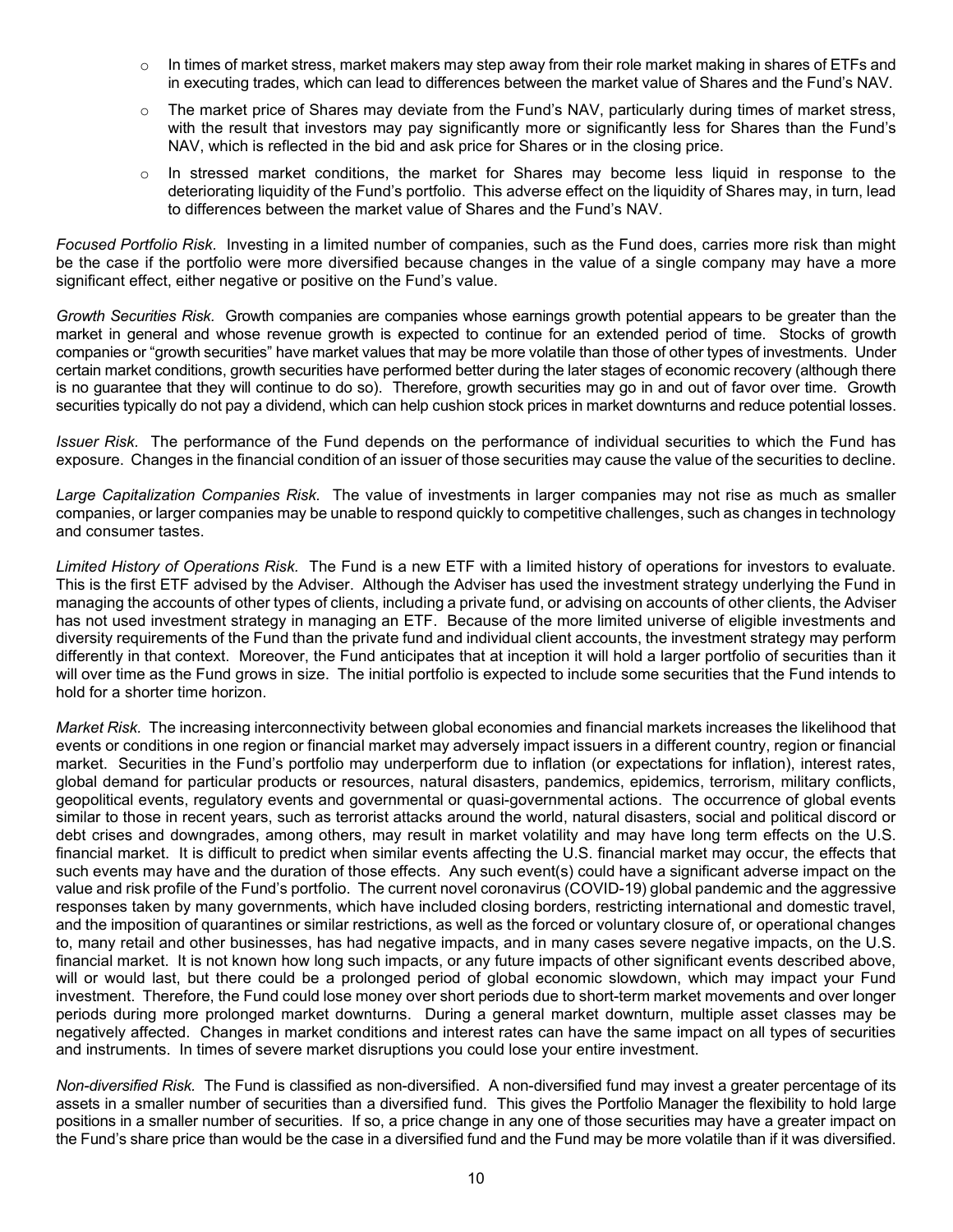- In times of market stress, market makers may step away from their role market making in shares of ETFs and in executing trades, which can lead to differences between the market value of Shares and the Fund's NAV.
- The market price of Shares may deviate from the Fund's NAV, particularly during times of market stress, with the result that investors may pay significantly more or significantly less for Shares than the Fund's NAV, which is reflected in the bid and ask price for Shares or in the closing price.
- In stressed market conditions, the market for Shares may become less liquid in response to the deteriorating liquidity of the Fund's portfolio. This adverse effect on the liquidity of Shares may, in turn, lead to differences between the market value of Shares and the Fund's NAV.

*Focused Portfolio Risk.* Investing in a limited number of companies, such as the Fund does, carries more risk than might be the case if the portfolio were more diversified because changes in the value of a single company may have a more significant effect, either negative or positive on the Fund's value.

*Growth Securities Risk.* Growth companies are companies whose earnings growth potential appears to be greater than the market in general and whose revenue growth is expected to continue for an extended period of time. Stocks of growth companies or "growth securities" have market values that may be more volatile than those of other types of investments. Under certain market conditions, growth securities have performed better during the later stages of economic recovery (although there is no guarantee that they will continue to do so). Therefore, growth securities may go in and out of favor over time. Growth securities typically do not pay a dividend, which can help cushion stock prices in market downturns and reduce potential losses.

*Issuer Risk.* The performance of the Fund depends on the performance of individual securities to which the Fund has exposure. Changes in the financial condition of an issuer of those securities may cause the value of the securities to decline.

*Large Capitalization Companies Risk.* The value of investments in larger companies may not rise as much as smaller companies, or larger companies may be unable to respond quickly to competitive challenges, such as changes in technology and consumer tastes.

*Limited History of Operations Risk.* The Fund is a new ETF with a limited history of operations for investors to evaluate. This is the first ETF advised by the Adviser. Although the Adviser has used the investment strategy underlying the Fund in managing the accounts of other types of clients, including a private fund, or advising on accounts of other clients, the Adviser has not used investment strategy in managing an ETF. Because of the more limited universe of eligible investments and diversity requirements of the Fund than the private fund and individual client accounts, the investment strategy may perform differently in that context. Moreover, the Fund anticipates that at inception it will hold a larger portfolio of securities than it will over time as the Fund grows in size. The initial portfolio is expected to include some securities that the Fund intends to hold for a shorter time horizon.

*Market Risk.* The increasing interconnectivity between global economies and financial markets increases the likelihood that events or conditions in one region or financial market may adversely impact issuers in a different country, region or financial market. Securities in the Fund's portfolio may underperform due to inflation (or expectations for inflation), interest rates, global demand for particular products or resources, natural disasters, pandemics, epidemics, terrorism, military conflicts, geopolitical events, regulatory events and governmental or quasi-governmental actions. The occurrence of global events similar to those in recent years, such as terrorist attacks around the world, natural disasters, social and political discord or debt crises and downgrades, among others, may result in market volatility and may have long term effects on the U.S. financial market. It is difficult to predict when similar events affecting the U.S. financial market may occur, the effects that such events may have and the duration of those effects. Any such event(s) could have a significant adverse impact on the value and risk profile of the Fund's portfolio. The current novel coronavirus (COVID-19) global pandemic and the aggressive responses taken by many governments, which have included closing borders, restricting international and domestic travel, and the imposition of quarantines or similar restrictions, as well as the forced or voluntary closure of, or operational changes to, many retail and other businesses, has had negative impacts, and in many cases severe negative impacts, on the U.S. financial market. It is not known how long such impacts, or any future impacts of other significant events described above, will or would last, but there could be a prolonged period of global economic slowdown, which may impact your Fund investment. Therefore, the Fund could lose money over short periods due to short-term market movements and over longer periods during more prolonged market downturns. During a general market downturn, multiple asset classes may be negatively affected. Changes in market conditions and interest rates can have the same impact on all types of securities and instruments. In times of severe market disruptions you could lose your entire investment.

*Non-diversified Risk.* The Fund is classified as non-diversified. A non-diversified fund may invest a greater percentage of its assets in a smaller number of securities than a diversified fund. This gives the Portfolio Manager the flexibility to hold large positions in a smaller number of securities. If so, a price change in any one of those securities may have a greater impact on the Fund's share price than would be the case in a diversified fund and the Fund may be more volatile than if it was diversified.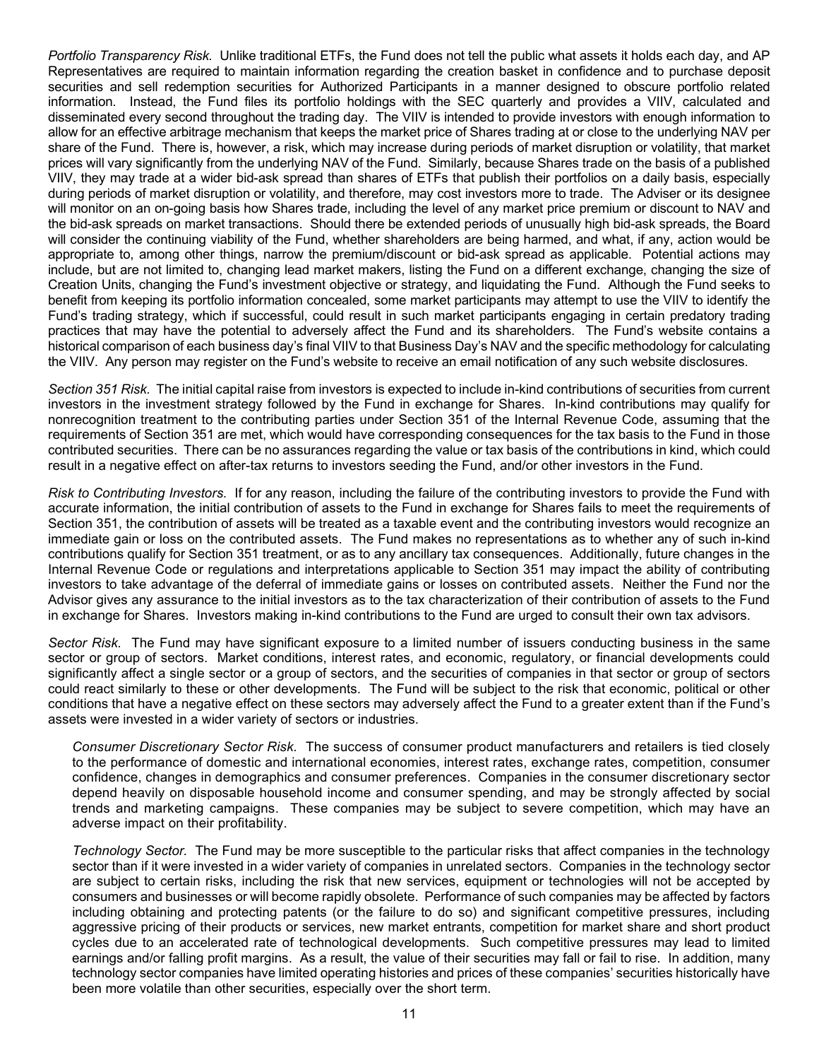*Portfolio Transparency Risk.* Unlike traditional ETFs, the Fund does not tell the public what assets it holds each day, and AP Representatives are required to maintain information regarding the creation basket in confidence and to purchase deposit securities and sell redemption securities for Authorized Participants in a manner designed to obscure portfolio related information. Instead, the Fund files its portfolio holdings with the SEC quarterly and provides a VIIV, calculated and disseminated every second throughout the trading day. The VIIV is intended to provide investors with enough information to allow for an effective arbitrage mechanism that keeps the market price of Shares trading at or close to the underlying NAV per share of the Fund. There is, however, a risk, which may increase during periods of market disruption or volatility, that market prices will vary significantly from the underlying NAV of the Fund. Similarly, because Shares trade on the basis of a published VIIV, they may trade at a wider bid-ask spread than shares of ETFs that publish their portfolios on a daily basis, especially during periods of market disruption or volatility, and therefore, may cost investors more to trade. The Adviser or its designee will monitor on an on-going basis how Shares trade, including the level of any market price premium or discount to NAV and the bid-ask spreads on market transactions. Should there be extended periods of unusually high bid-ask spreads, the Board will consider the continuing viability of the Fund, whether shareholders are being harmed, and what, if any, action would be appropriate to, among other things, narrow the premium/discount or bid-ask spread as applicable. Potential actions may include, but are not limited to, changing lead market makers, listing the Fund on a different exchange, changing the size of Creation Units, changing the Fund's investment objective or strategy, and liquidating the Fund. Although the Fund seeks to benefit from keeping its portfolio information concealed, some market participants may attempt to use the VIIV to identify the Fund's trading strategy, which if successful, could result in such market participants engaging in certain predatory trading practices that may have the potential to adversely affect the Fund and its shareholders. The Fund's website contains a historical comparison of each business day's final VIIV to that Business Day's NAV and the specific methodology for calculating the VIIV. Any person may register on the Fund's website to receive an email notification of any such website disclosures.

*Section 351 Risk.* The initial capital raise from investors is expected to include in-kind contributions of securities from current investors in the investment strategy followed by the Fund in exchange for Shares. In-kind contributions may qualify for nonrecognition treatment to the contributing parties under Section 351 of the Internal Revenue Code, assuming that the requirements of Section 351 are met, which would have corresponding consequences for the tax basis to the Fund in those contributed securities. There can be no assurances regarding the value or tax basis of the contributions in kind, which could result in a negative effect on after-tax returns to investors seeding the Fund, and/or other investors in the Fund.

*Risk to Contributing Investors.* If for any reason, including the failure of the contributing investors to provide the Fund with accurate information, the initial contribution of assets to the Fund in exchange for Shares fails to meet the requirements of Section 351, the contribution of assets will be treated as a taxable event and the contributing investors would recognize an immediate gain or loss on the contributed assets. The Fund makes no representations as to whether any of such in-kind contributions qualify for Section 351 treatment, or as to any ancillary tax consequences. Additionally, future changes in the Internal Revenue Code or regulations and interpretations applicable to Section 351 may impact the ability of contributing investors to take advantage of the deferral of immediate gains or losses on contributed assets. Neither the Fund nor the Advisor gives any assurance to the initial investors as to the tax characterization of their contribution of assets to the Fund in exchange for Shares. Investors making in-kind contributions to the Fund are urged to consult their own tax advisors.

*Sector Risk.* The Fund may have significant exposure to a limited number of issuers conducting business in the same sector or group of sectors. Market conditions, interest rates, and economic, regulatory, or financial developments could significantly affect a single sector or a group of sectors, and the securities of companies in that sector or group of sectors could react similarly to these or other developments. The Fund will be subject to the risk that economic, political or other conditions that have a negative effect on these sectors may adversely affect the Fund to a greater extent than if the Fund's assets were invested in a wider variety of sectors or industries.

*Consumer Discretionary Sector Risk.* The success of consumer product manufacturers and retailers is tied closely to the performance of domestic and international economies, interest rates, exchange rates, competition, consumer confidence, changes in demographics and consumer preferences. Companies in the consumer discretionary sector depend heavily on disposable household income and consumer spending, and may be strongly affected by social trends and marketing campaigns. These companies may be subject to severe competition, which may have an adverse impact on their profitability.

*Technology Sector.* The Fund may be more susceptible to the particular risks that affect companies in the technology sector than if it were invested in a wider variety of companies in unrelated sectors. Companies in the technology sector are subject to certain risks, including the risk that new services, equipment or technologies will not be accepted by consumers and businesses or will become rapidly obsolete. Performance of such companies may be affected by factors including obtaining and protecting patents (or the failure to do so) and significant competitive pressures, including aggressive pricing of their products or services, new market entrants, competition for market share and short product cycles due to an accelerated rate of technological developments. Such competitive pressures may lead to limited earnings and/or falling profit margins. As a result, the value of their securities may fall or fail to rise. In addition, many technology sector companies have limited operating histories and prices of these companies' securities historically have been more volatile than other securities, especially over the short term.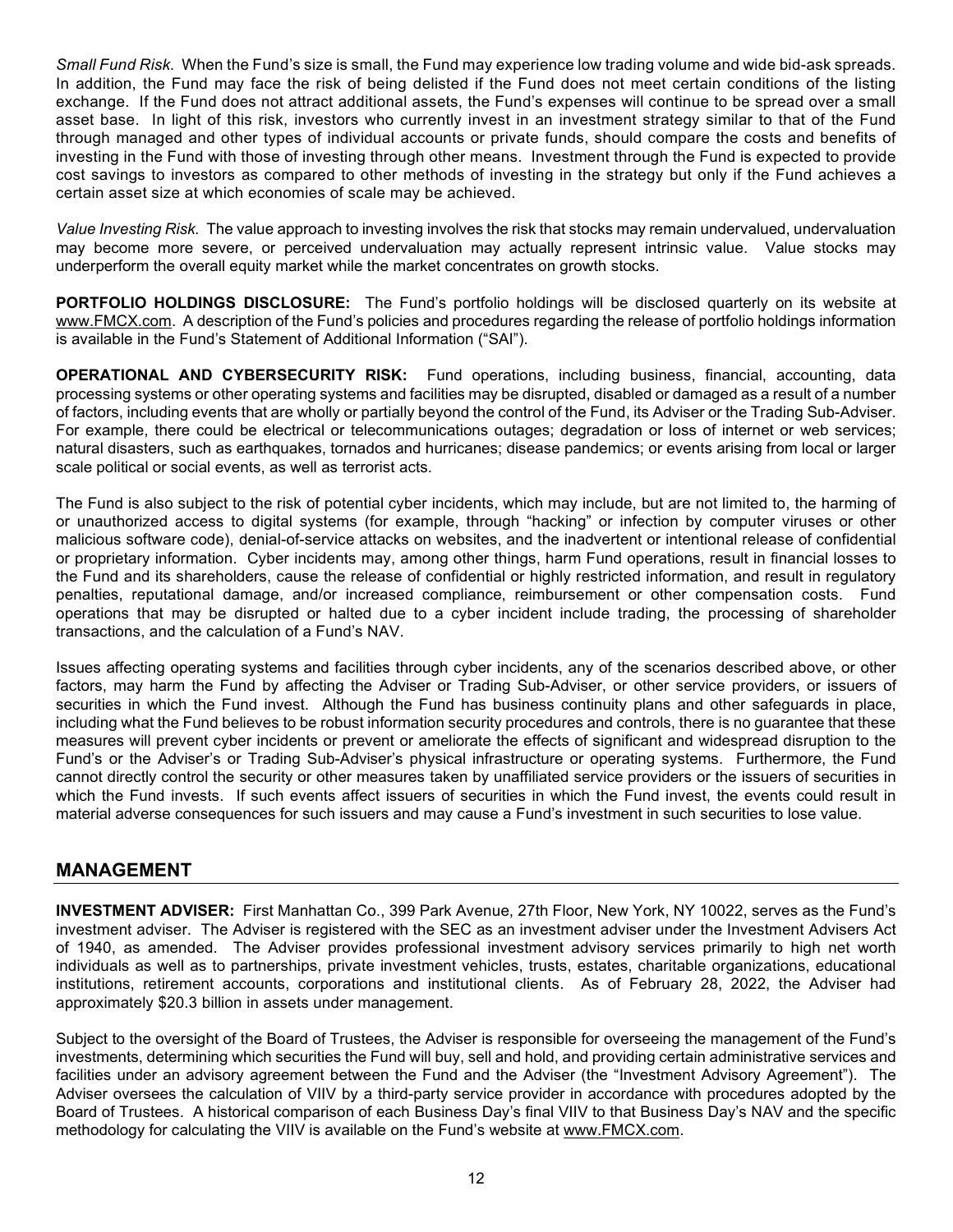*Small Fund Risk.* When the Fund's size is small, the Fund may experience low trading volume and wide bid-ask spreads. In addition, the Fund may face the risk of being delisted if the Fund does not meet certain conditions of the listing exchange. If the Fund does not attract additional assets, the Fund's expenses will continue to be spread over a small asset base. In light of this risk, investors who currently invest in an investment strategy similar to that of the Fund through managed and other types of individual accounts or private funds, should compare the costs and benefits of investing in the Fund with those of investing through other means. Investment through the Fund is expected to provide cost savings to investors as compared to other methods of investing in the strategy but only if the Fund achieves a certain asset size at which economies of scale may be achieved.

*Value Investing Risk.* The value approach to investing involves the risk that stocks may remain undervalued, undervaluation may become more severe, or perceived undervaluation may actually represent intrinsic value. Value stocks may underperform the overall equity market while the market concentrates on growth stocks.

**PORTFOLIO HOLDINGS DISCLOSURE:** The Fund's portfolio holdings will be disclosed quarterly on its website at www.FMCX.com. A description of the Fund's policies and procedures regarding the release of portfolio holdings information is available in the Fund's Statement of Additional Information ("SAI").

**OPERATIONAL AND CYBERSECURITY RISK:** Fund operations, including business, financial, accounting, data processing systems or other operating systems and facilities may be disrupted, disabled or damaged as a result of a number of factors, including events that are wholly or partially beyond the control of the Fund, its Adviser or the Trading Sub-Adviser. For example, there could be electrical or telecommunications outages; degradation or loss of internet or web services; natural disasters, such as earthquakes, tornados and hurricanes; disease pandemics; or events arising from local or larger scale political or social events, as well as terrorist acts.

The Fund is also subject to the risk of potential cyber incidents, which may include, but are not limited to, the harming of or unauthorized access to digital systems (for example, through "hacking" or infection by computer viruses or other malicious software code), denial-of-service attacks on websites, and the inadvertent or intentional release of confidential or proprietary information. Cyber incidents may, among other things, harm Fund operations, result in financial losses to the Fund and its shareholders, cause the release of confidential or highly restricted information, and result in regulatory penalties, reputational damage, and/or increased compliance, reimbursement or other compensation costs. Fund operations that may be disrupted or halted due to a cyber incident include trading, the processing of shareholder transactions, and the calculation of a Fund's NAV.

Issues affecting operating systems and facilities through cyber incidents, any of the scenarios described above, or other factors, may harm the Fund by affecting the Adviser or Trading Sub-Adviser, or other service providers, or issuers of securities in which the Fund invest. Although the Fund has business continuity plans and other safeguards in place, including what the Fund believes to be robust information security procedures and controls, there is no guarantee that these measures will prevent cyber incidents or prevent or ameliorate the effects of significant and widespread disruption to the Fund's or the Adviser's or Trading Sub-Adviser's physical infrastructure or operating systems. Furthermore, the Fund cannot directly control the security or other measures taken by unaffiliated service providers or the issuers of securities in which the Fund invests. If such events affect issuers of securities in which the Fund invest, the events could result in material adverse consequences for such issuers and may cause a Fund's investment in such securities to lose value.

## MANAGEMENT

**INVESTMENT ADVISER:** First Manhattan Co., 399 Park Avenue, 27th Floor, New York, NY 10022, serves as the Fund's investment adviser. The Adviser is registered with the SEC as an investment adviser under the Investment Advisers Act of 1940, as amended. The Adviser provides professional investment advisory services primarily to high net worth individuals as well as to partnerships, private investment vehicles, trusts, estates, charitable organizations, educational institutions, retirement accounts, corporations and institutional clients. As of February 28, 2022, the Adviser had approximately $20.3 billion in assets under management.

Subject to the oversight of the Board of Trustees, the Adviser is responsible for overseeing the management of the Fund's investments, determining which securities the Fund will buy, sell and hold, and providing certain administrative services and facilities under an advisory agreement between the Fund and the Adviser (the "Investment Advisory Agreement"). The Adviser oversees the calculation of VIIV by a third-party service provider in accordance with procedures adopted by the Board of Trustees. A historical comparison of each Business Day's final VIIV to that Business Day's NAV and the specific methodology for calculating the VIIV is available on the Fund's website at www.FMCX.com.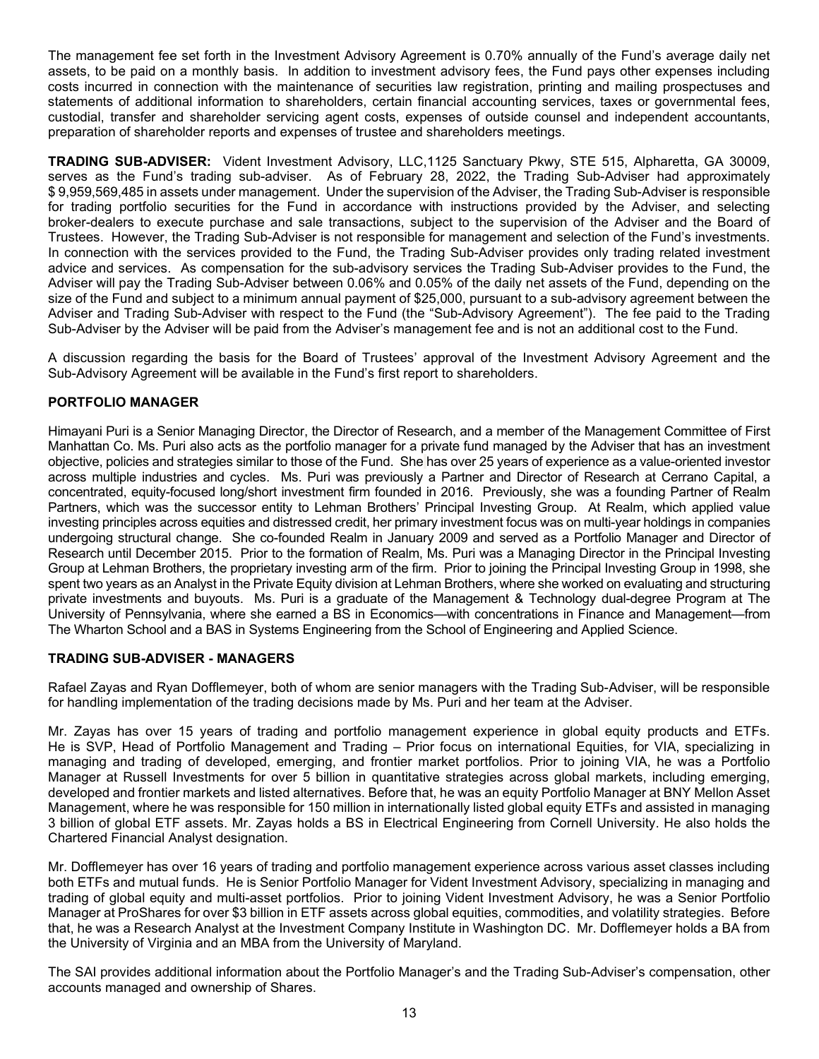The management fee set forth in the Investment Advisory Agreement is 0.70% annually of the Fund's average daily net assets, to be paid on a monthly basis. In addition to investment advisory fees, the Fund pays other expenses including costs incurred in connection with the maintenance of securities law registration, printing and mailing prospectuses and statements of additional information to shareholders, certain financial accounting services, taxes or governmental fees, custodial, transfer and shareholder servicing agent costs, expenses of outside counsel and independent accountants, preparation of shareholder reports and expenses of trustee and shareholders meetings.

**TRADING SUB-ADVISER:** Vident Investment Advisory, LLC,1125 Sanctuary Pkwy, STE 515, Alpharetta, GA 30009, serves as the Fund's trading sub-adviser. As of February 28, 2022, the Trading Sub-Adviser had approximately $ 9,959,569,485 in assets under management. Under the supervision of the Adviser, the Trading Sub-Adviser is responsible for trading portfolio securities for the Fund in accordance with instructions provided by the Adviser, and selecting broker-dealers to execute purchase and sale transactions, subject to the supervision of the Adviser and the Board of Trustees. However, the Trading Sub-Adviser is not responsible for management and selection of the Fund's investments. In connection with the services provided to the Fund, the Trading Sub-Adviser provides only trading related investment advice and services. As compensation for the sub-advisory services the Trading Sub-Adviser provides to the Fund, the Adviser will pay the Trading Sub-Adviser between 0.06% and 0.05% of the daily net assets of the Fund, depending on the size of the Fund and subject to a minimum annual payment of $25,000, pursuant to a sub-advisory agreement between the Adviser and Trading Sub-Adviser with respect to the Fund (the "Sub-Advisory Agreement"). The fee paid to the Trading Sub-Adviser by the Adviser will be paid from the Adviser's management fee and is not an additional cost to the Fund.

A discussion regarding the basis for the Board of Trustees' approval of the Investment Advisory Agreement and the Sub-Advisory Agreement will be available in the Fund's first report to shareholders.

## PORTFOLIO MANAGER

Himayani Puri is a Senior Managing Director, the Director of Research, and a member of the Management Committee of First Manhattan Co. Ms. Puri also acts as the portfolio manager for a private fund managed by the Adviser that has an investment objective, policies and strategies similar to those of the Fund. She has over 25 years of experience as a value-oriented investor across multiple industries and cycles. Ms. Puri was previously a Partner and Director of Research at Cerrano Capital, a concentrated, equity-focused long/short investment firm founded in 2016. Previously, she was a founding Partner of Realm Partners, which was the successor entity to Lehman Brothers' Principal Investing Group. At Realm, which applied value investing principles across equities and distressed credit, her primary investment focus was on multi-year holdings in companies undergoing structural change. She co-founded Realm in January 2009 and served as a Portfolio Manager and Director of Research until December 2015. Prior to the formation of Realm, Ms. Puri was a Managing Director in the Principal Investing Group at Lehman Brothers, the proprietary investing arm of the firm. Prior to joining the Principal Investing Group in 1998, she spent two years as an Analyst in the Private Equity division at Lehman Brothers, where she worked on evaluating and structuring private investments and buyouts. Ms. Puri is a graduate of the Management & Technology dual-degree Program at The University of Pennsylvania, where she earned a BS in Economics—with concentrations in Finance and Management—from The Wharton School and a BAS in Systems Engineering from the School of Engineering and Applied Science.

## TRADING SUB-ADVISER - MANAGERS

Rafael Zayas and Ryan Dofflemeyer, both of whom are senior managers with the Trading Sub-Adviser, will be responsible for handling implementation of the trading decisions made by Ms. Puri and her team at the Adviser.

Mr. Zayas has over 15 years of trading and portfolio management experience in global equity products and ETFs. He is SVP, Head of Portfolio Management and Trading – Prior focus on international Equities, for VIA, specializing in managing and trading of developed, emerging, and frontier market portfolios. Prior to joining VIA, he was a Portfolio Manager at Russell Investments for over 5 billion in quantitative strategies across global markets, including emerging, developed and frontier markets and listed alternatives. Before that, he was an equity Portfolio Manager at BNY Mellon Asset Management, where he was responsible for 150 million in internationally listed global equity ETFs and assisted in managing 3 billion of global ETF assets. Mr. Zayas holds a BS in Electrical Engineering from Cornell University. He also holds the Chartered Financial Analyst designation.

Mr. Dofflemeyer has over 16 years of trading and portfolio management experience across various asset classes including both ETFs and mutual funds. He is Senior Portfolio Manager for Vident Investment Advisory, specializing in managing and trading of global equity and multi-asset portfolios. Prior to joining Vident Investment Advisory, he was a Senior Portfolio Manager at ProShares for over $3 billion in ETF assets across global equities, commodities, and volatility strategies. Before that, he was a Research Analyst at the Investment Company Institute in Washington DC. Mr. Dofflemeyer holds a BA from the University of Virginia and an MBA from the University of Maryland.

The SAI provides additional information about the Portfolio Manager's and the Trading Sub-Adviser's compensation, other accounts managed and ownership of Shares.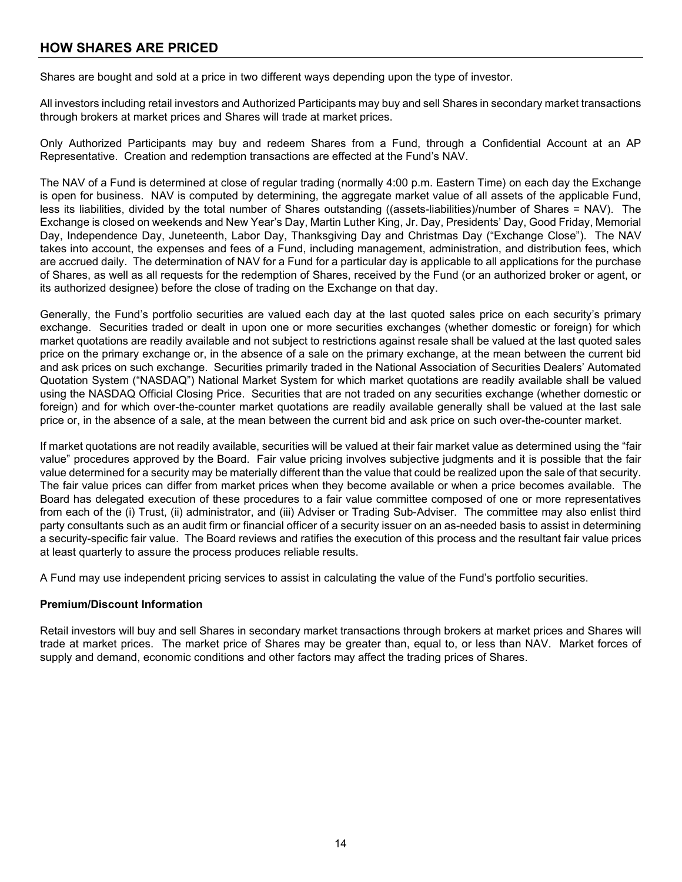## HOW SHARES ARE PRICED

Shares are bought and sold at a price in two different ways depending upon the type of investor.

All investors including retail investors and Authorized Participants may buy and sell Shares in secondary market transactions through brokers at market prices and Shares will trade at market prices.

Only Authorized Participants may buy and redeem Shares from a Fund, through a Confidential Account at an AP Representative. Creation and redemption transactions are effected at the Fund's NAV.

The NAV of a Fund is determined at close of regular trading (normally 4:00 p.m. Eastern Time) on each day the Exchange is open for business. NAV is computed by determining, the aggregate market value of all assets of the applicable Fund, less its liabilities, divided by the total number of Shares outstanding ((assets-liabilities)/number of Shares = NAV). The Exchange is closed on weekends and New Year's Day, Martin Luther King, Jr. Day, Presidents' Day, Good Friday, Memorial Day, Independence Day, Juneteenth, Labor Day, Thanksgiving Day and Christmas Day ("Exchange Close"). The NAV takes into account, the expenses and fees of a Fund, including management, administration, and distribution fees, which are accrued daily. The determination of NAV for a Fund for a particular day is applicable to all applications for the purchase of Shares, as well as all requests for the redemption of Shares, received by the Fund (or an authorized broker or agent, or its authorized designee) before the close of trading on the Exchange on that day.

Generally, the Fund's portfolio securities are valued each day at the last quoted sales price on each security's primary exchange. Securities traded or dealt in upon one or more securities exchanges (whether domestic or foreign) for which market quotations are readily available and not subject to restrictions against resale shall be valued at the last quoted sales price on the primary exchange or, in the absence of a sale on the primary exchange, at the mean between the current bid and ask prices on such exchange. Securities primarily traded in the National Association of Securities Dealers' Automated Quotation System ("NASDAQ") National Market System for which market quotations are readily available shall be valued using the NASDAQ Official Closing Price. Securities that are not traded on any securities exchange (whether domestic or foreign) and for which over-the-counter market quotations are readily available generally shall be valued at the last sale price or, in the absence of a sale, at the mean between the current bid and ask price on such over-the-counter market.

If market quotations are not readily available, securities will be valued at their fair market value as determined using the "fair value" procedures approved by the Board. Fair value pricing involves subjective judgments and it is possible that the fair value determined for a security may be materially different than the value that could be realized upon the sale of that security. The fair value prices can differ from market prices when they become available or when a price becomes available. The Board has delegated execution of these procedures to a fair value committee composed of one or more representatives from each of the (i) Trust, (ii) administrator, and (iii) Adviser or Trading Sub-Adviser. The committee may also enlist third party consultants such as an audit firm or financial officer of a security issuer on an as-needed basis to assist in determining a security-specific fair value. The Board reviews and ratifies the execution of this process and the resultant fair value prices at least quarterly to assure the process produces reliable results.

A Fund may use independent pricing services to assist in calculating the value of the Fund's portfolio securities.

**Premium/Discount Information**

Retail investors will buy and sell Shares in secondary market transactions through brokers at market prices and Shares will trade at market prices. The market price of Shares may be greater than, equal to, or less than NAV. Market forces of supply and demand, economic conditions and other factors may affect the trading prices of Shares.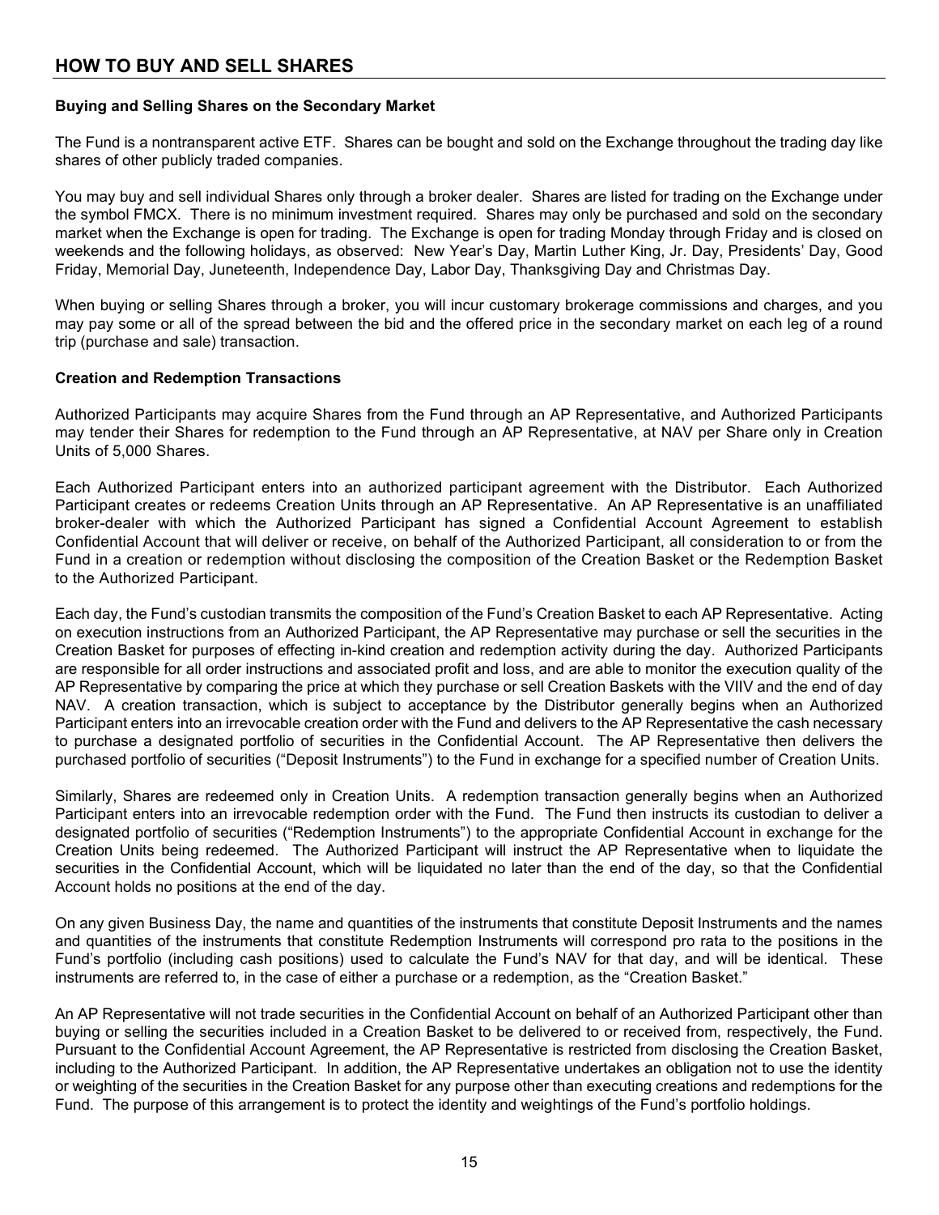## HOW TO BUY AND SELL SHARES

### Buying and Selling Shares on the Secondary Market

The Fund is a nontransparent active ETF. Shares can be bought and sold on the Exchange throughout the trading day like shares of other publicly traded companies.

You may buy and sell individual Shares only through a broker dealer. Shares are listed for trading on the Exchange under the symbol FMCX. There is no minimum investment required. Shares may only be purchased and sold on the secondary market when the Exchange is open for trading. The Exchange is open for trading Monday through Friday and is closed on weekends and the following holidays, as observed: New Year's Day, Martin Luther King, Jr. Day, Presidents' Day, Good Friday, Memorial Day, Juneteenth, Independence Day, Labor Day, Thanksgiving Day and Christmas Day.

When buying or selling Shares through a broker, you will incur customary brokerage commissions and charges, and you may pay some or all of the spread between the bid and the offered price in the secondary market on each leg of a round trip (purchase and sale) transaction.

### Creation and Redemption Transactions

Authorized Participants may acquire Shares from the Fund through an AP Representative, and Authorized Participants may tender their Shares for redemption to the Fund through an AP Representative, at NAV per Share only in Creation Units of 5,000 Shares.

Each Authorized Participant enters into an authorized participant agreement with the Distributor. Each Authorized Participant creates or redeems Creation Units through an AP Representative. An AP Representative is an unaffiliated broker-dealer with which the Authorized Participant has signed a Confidential Account Agreement to establish Confidential Account that will deliver or receive, on behalf of the Authorized Participant, all consideration to or from the Fund in a creation or redemption without disclosing the composition of the Creation Basket or the Redemption Basket to the Authorized Participant.

Each day, the Fund's custodian transmits the composition of the Fund's Creation Basket to each AP Representative. Acting on execution instructions from an Authorized Participant, the AP Representative may purchase or sell the securities in the Creation Basket for purposes of effecting in-kind creation and redemption activity during the day. Authorized Participants are responsible for all order instructions and associated profit and loss, and are able to monitor the execution quality of the AP Representative by comparing the price at which they purchase or sell Creation Baskets with the VIIV and the end of day NAV. A creation transaction, which is subject to acceptance by the Distributor generally begins when an Authorized Participant enters into an irrevocable creation order with the Fund and delivers to the AP Representative the cash necessary to purchase a designated portfolio of securities in the Confidential Account. The AP Representative then delivers the purchased portfolio of securities ("Deposit Instruments") to the Fund in exchange for a specified number of Creation Units.

Similarly, Shares are redeemed only in Creation Units. A redemption transaction generally begins when an Authorized Participant enters into an irrevocable redemption order with the Fund. The Fund then instructs its custodian to deliver a designated portfolio of securities ("Redemption Instruments") to the appropriate Confidential Account in exchange for the Creation Units being redeemed. The Authorized Participant will instruct the AP Representative when to liquidate the securities in the Confidential Account, which will be liquidated no later than the end of the day, so that the Confidential Account holds no positions at the end of the day.

On any given Business Day, the name and quantities of the instruments that constitute Deposit Instruments and the names and quantities of the instruments that constitute Redemption Instruments will correspond pro rata to the positions in the Fund's portfolio (including cash positions) used to calculate the Fund's NAV for that day, and will be identical. These instruments are referred to, in the case of either a purchase or a redemption, as the "Creation Basket."

An AP Representative will not trade securities in the Confidential Account on behalf of an Authorized Participant other than buying or selling the securities included in a Creation Basket to be delivered to or received from, respectively, the Fund. Pursuant to the Confidential Account Agreement, the AP Representative is restricted from disclosing the Creation Basket, including to the Authorized Participant. In addition, the AP Representative undertakes an obligation not to use the identity or weighting of the securities in the Creation Basket for any purpose other than executing creations and redemptions for the Fund. The purpose of this arrangement is to protect the identity and weightings of the Fund's portfolio holdings.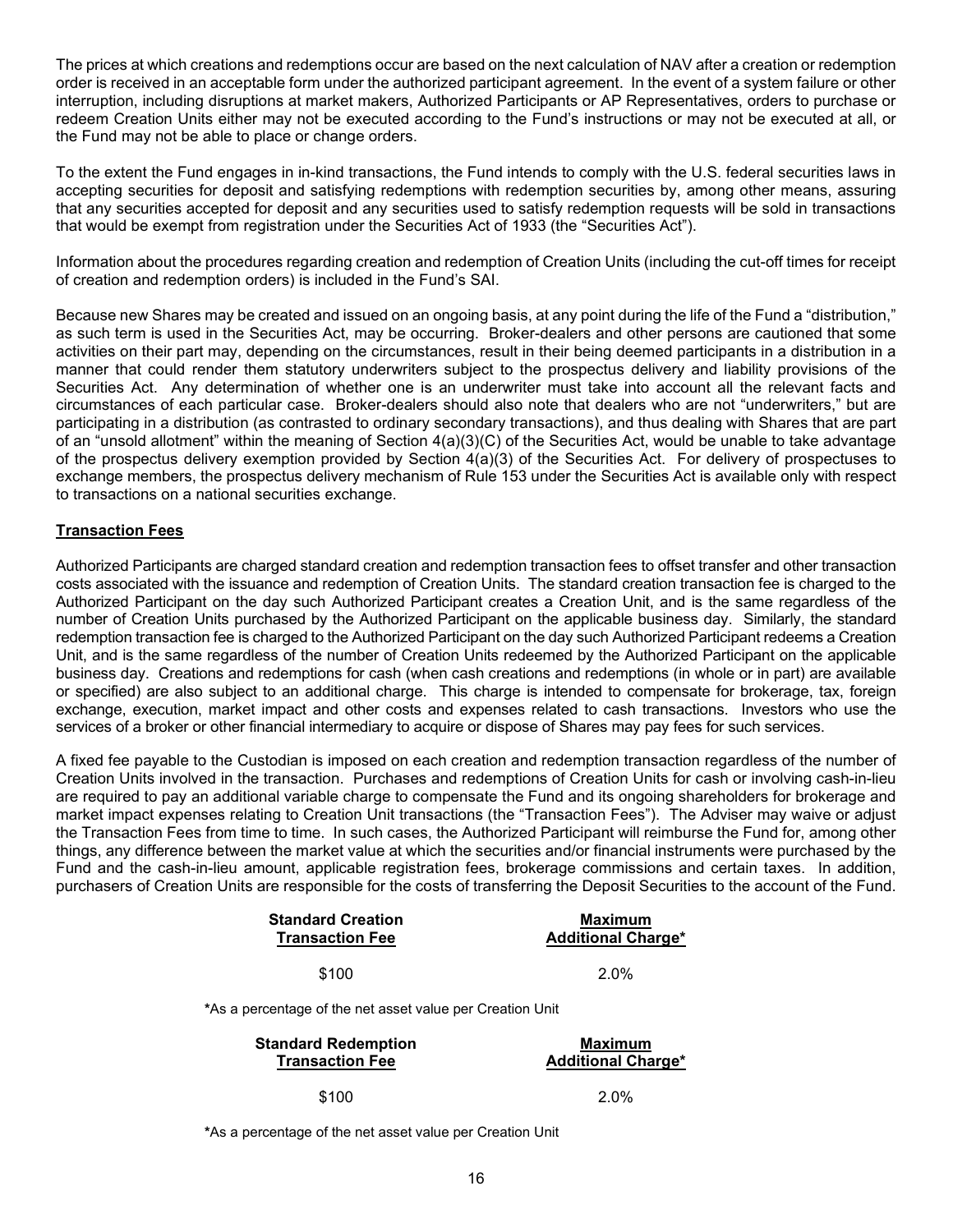The prices at which creations and redemptions occur are based on the next calculation of NAV after a creation or redemption order is received in an acceptable form under the authorized participant agreement. In the event of a system failure or other interruption, including disruptions at market makers, Authorized Participants or AP Representatives, orders to purchase or redeem Creation Units either may not be executed according to the Fund's instructions or may not be executed at all, or the Fund may not be able to place or change orders.

To the extent the Fund engages in in-kind transactions, the Fund intends to comply with the U.S. federal securities laws in accepting securities for deposit and satisfying redemptions with redemption securities by, among other means, assuring that any securities accepted for deposit and any securities used to satisfy redemption requests will be sold in transactions that would be exempt from registration under the Securities Act of 1933 (the "Securities Act").

Information about the procedures regarding creation and redemption of Creation Units (including the cut-off times for receipt of creation and redemption orders) is included in the Fund's SAI.

Because new Shares may be created and issued on an ongoing basis, at any point during the life of the Fund a "distribution," as such term is used in the Securities Act, may be occurring. Broker-dealers and other persons are cautioned that some activities on their part may, depending on the circumstances, result in their being deemed participants in a distribution in a manner that could render them statutory underwriters subject to the prospectus delivery and liability provisions of the Securities Act. Any determination of whether one is an underwriter must take into account all the relevant facts and circumstances of each particular case. Broker-dealers should also note that dealers who are not "underwriters," but are participating in a distribution (as contrasted to ordinary secondary transactions), and thus dealing with Shares that are part of an "unsold allotment" within the meaning of Section 4(a)(3)(C) of the Securities Act, would be unable to take advantage of the prospectus delivery exemption provided by Section 4(a)(3) of the Securities Act. For delivery of prospectuses to exchange members, the prospectus delivery mechanism of Rule 153 under the Securities Act is available only with respect to transactions on a national securities exchange.

**Transaction Fees**

Authorized Participants are charged standard creation and redemption transaction fees to offset transfer and other transaction costs associated with the issuance and redemption of Creation Units. The standard creation transaction fee is charged to the Authorized Participant on the day such Authorized Participant creates a Creation Unit, and is the same regardless of the number of Creation Units purchased by the Authorized Participant on the applicable business day. Similarly, the standard redemption transaction fee is charged to the Authorized Participant on the day such Authorized Participant redeems a Creation Unit, and is the same regardless of the number of Creation Units redeemed by the Authorized Participant on the applicable business day. Creations and redemptions for cash (when cash creations and redemptions (in whole or in part) are available or specified) are also subject to an additional charge. This charge is intended to compensate for brokerage, tax, foreign exchange, execution, market impact and other costs and expenses related to cash transactions. Investors who use the services of a broker or other financial intermediary to acquire or dispose of Shares may pay fees for such services.

A fixed fee payable to the Custodian is imposed on each creation and redemption transaction regardless of the number of Creation Units involved in the transaction. Purchases and redemptions of Creation Units for cash or involving cash-in-lieu are required to pay an additional variable charge to compensate the Fund and its ongoing shareholders for brokerage and market impact expenses relating to Creation Unit transactions (the "Transaction Fees"). The Adviser may waive or adjust the Transaction Fees from time to time. In such cases, the Authorized Participant will reimburse the Fund for, among other things, any difference between the market value at which the securities and/or financial instruments were purchased by the Fund and the cash-in-lieu amount, applicable registration fees, brokerage commissions and certain taxes. In addition, purchasers of Creation Units are responsible for the costs of transferring the Deposit Securities to the account of the Fund.

| Standard Creation Transaction Fee | Maximum Additional Charge* |
|---|---|
| $100 | 2.0% |

*As a percentage of the net asset value per Creation Unit

| Standard Redemption Transaction Fee | Maximum Additional Charge* |
|---|---|
| $100 | 2.0% |

*As a percentage of the net asset value per Creation Unit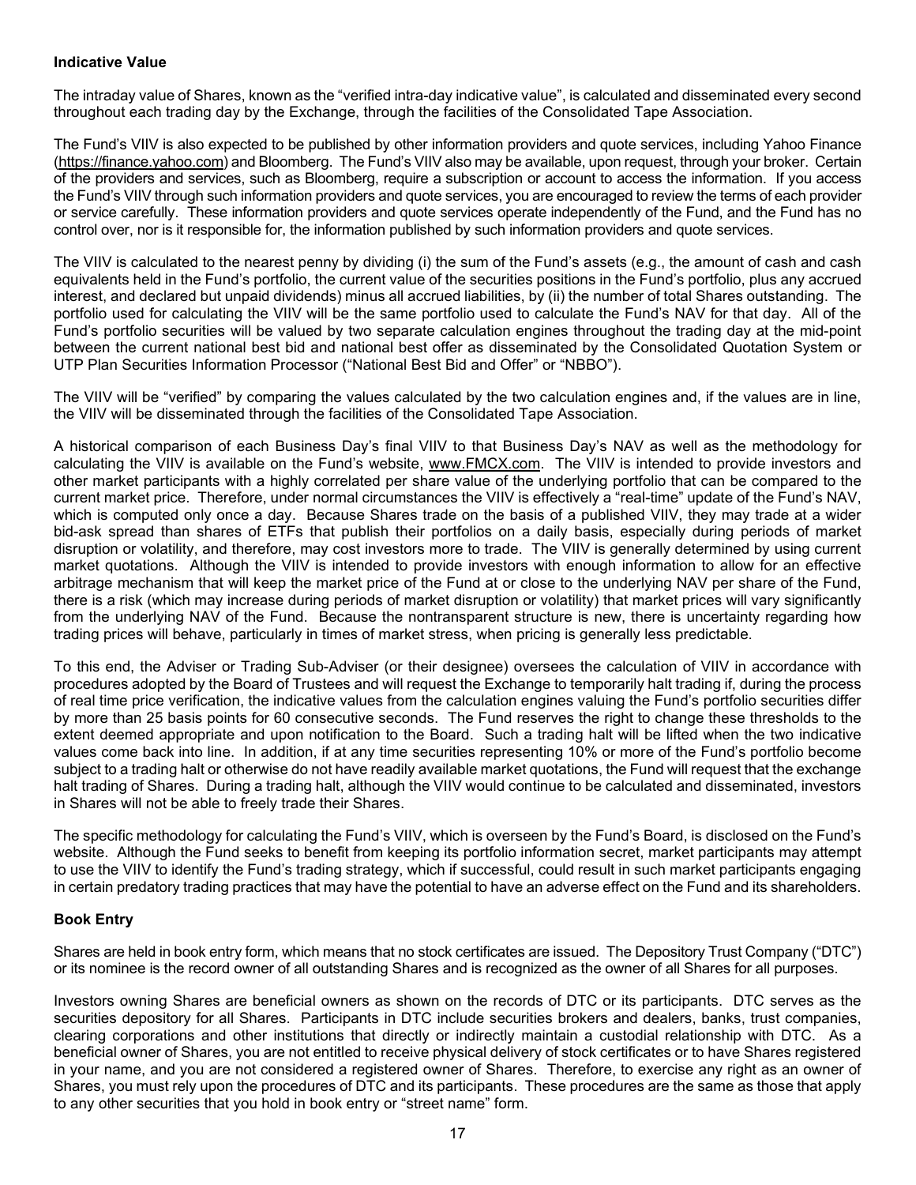### Indicative Value

The intraday value of Shares, known as the "verified intra-day indicative value", is calculated and disseminated every second throughout each trading day by the Exchange, through the facilities of the Consolidated Tape Association.

The Fund's VIIV is also expected to be published by other information providers and quote services, including Yahoo Finance (https://finance.yahoo.com) and Bloomberg. The Fund's VIIV also may be available, upon request, through your broker. Certain of the providers and services, such as Bloomberg, require a subscription or account to access the information. If you access the Fund's VIIV through such information providers and quote services, you are encouraged to review the terms of each provider or service carefully. These information providers and quote services operate independently of the Fund, and the Fund has no control over, nor is it responsible for, the information published by such information providers and quote services.

The VIIV is calculated to the nearest penny by dividing (i) the sum of the Fund's assets (e.g., the amount of cash and cash equivalents held in the Fund's portfolio, the current value of the securities positions in the Fund's portfolio, plus any accrued interest, and declared but unpaid dividends) minus all accrued liabilities, by (ii) the number of total Shares outstanding. The portfolio used for calculating the VIIV will be the same portfolio used to calculate the Fund's NAV for that day. All of the Fund's portfolio securities will be valued by two separate calculation engines throughout the trading day at the mid-point between the current national best bid and national best offer as disseminated by the Consolidated Quotation System or UTP Plan Securities Information Processor ("National Best Bid and Offer" or "NBBO").

The VIIV will be "verified" by comparing the values calculated by the two calculation engines and, if the values are in line, the VIIV will be disseminated through the facilities of the Consolidated Tape Association.

A historical comparison of each Business Day's final VIIV to that Business Day's NAV as well as the methodology for calculating the VIIV is available on the Fund's website, www.FMCX.com. The VIIV is intended to provide investors and other market participants with a highly correlated per share value of the underlying portfolio that can be compared to the current market price. Therefore, under normal circumstances the VIIV is effectively a "real-time" update of the Fund's NAV, which is computed only once a day. Because Shares trade on the basis of a published VIIV, they may trade at a wider bid-ask spread than shares of ETFs that publish their portfolios on a daily basis, especially during periods of market disruption or volatility, and therefore, may cost investors more to trade. The VIIV is generally determined by using current market quotations. Although the VIIV is intended to provide investors with enough information to allow for an effective arbitrage mechanism that will keep the market price of the Fund at or close to the underlying NAV per share of the Fund, there is a risk (which may increase during periods of market disruption or volatility) that market prices will vary significantly from the underlying NAV of the Fund. Because the nontransparent structure is new, there is uncertainty regarding how trading prices will behave, particularly in times of market stress, when pricing is generally less predictable.

To this end, the Adviser or Trading Sub-Adviser (or their designee) oversees the calculation of VIIV in accordance with procedures adopted by the Board of Trustees and will request the Exchange to temporarily halt trading if, during the process of real time price verification, the indicative values from the calculation engines valuing the Fund's portfolio securities differ by more than 25 basis points for 60 consecutive seconds. The Fund reserves the right to change these thresholds to the extent deemed appropriate and upon notification to the Board. Such a trading halt will be lifted when the two indicative values come back into line. In addition, if at any time securities representing 10% or more of the Fund's portfolio become subject to a trading halt or otherwise do not have readily available market quotations, the Fund will request that the exchange halt trading of Shares. During a trading halt, although the VIIV would continue to be calculated and disseminated, investors in Shares will not be able to freely trade their Shares.

The specific methodology for calculating the Fund's VIIV, which is overseen by the Fund's Board, is disclosed on the Fund's website. Although the Fund seeks to benefit from keeping its portfolio information secret, market participants may attempt to use the VIIV to identify the Fund's trading strategy, which if successful, could result in such market participants engaging in certain predatory trading practices that may have the potential to have an adverse effect on the Fund and its shareholders.

### Book Entry

Shares are held in book entry form, which means that no stock certificates are issued. The Depository Trust Company ("DTC") or its nominee is the record owner of all outstanding Shares and is recognized as the owner of all Shares for all purposes.

Investors owning Shares are beneficial owners as shown on the records of DTC or its participants. DTC serves as the securities depository for all Shares. Participants in DTC include securities brokers and dealers, banks, trust companies, clearing corporations and other institutions that directly or indirectly maintain a custodial relationship with DTC. As a beneficial owner of Shares, you are not entitled to receive physical delivery of stock certificates or to have Shares registered in your name, and you are not considered a registered owner of Shares. Therefore, to exercise any right as an owner of Shares, you must rely upon the procedures of DTC and its participants. These procedures are the same as those that apply to any other securities that you hold in book entry or "street name" form.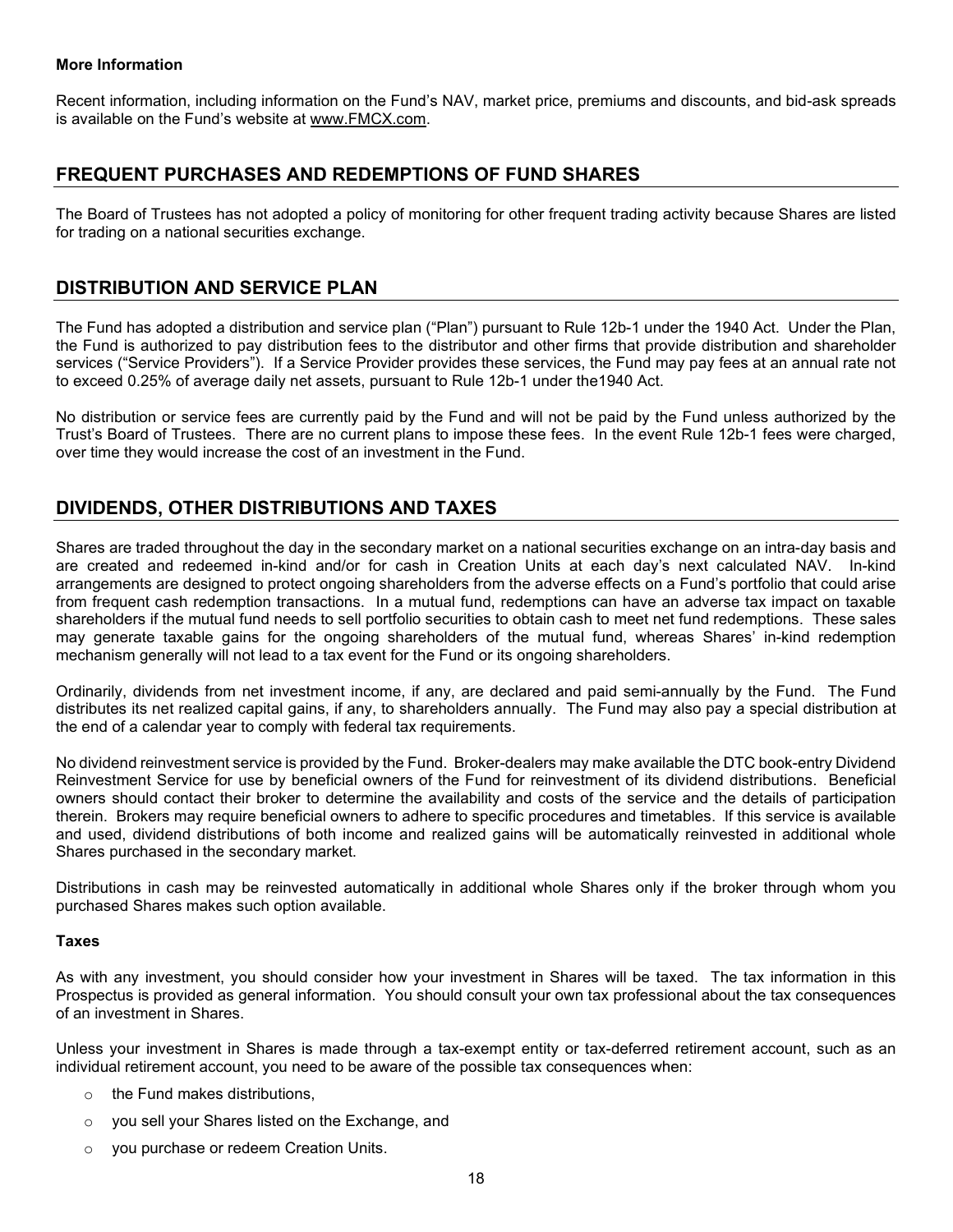**More Information**

Recent information, including information on the Fund's NAV, market price, premiums and discounts, and bid-ask spreads is available on the Fund's website at www.FMCX.com.

## FREQUENT PURCHASES AND REDEMPTIONS OF FUND SHARES

The Board of Trustees has not adopted a policy of monitoring for other frequent trading activity because Shares are listed for trading on a national securities exchange.

## DISTRIBUTION AND SERVICE PLAN

The Fund has adopted a distribution and service plan ("Plan") pursuant to Rule 12b-1 under the 1940 Act. Under the Plan, the Fund is authorized to pay distribution fees to the distributor and other firms that provide distribution and shareholder services ("Service Providers"). If a Service Provider provides these services, the Fund may pay fees at an annual rate not to exceed 0.25% of average daily net assets, pursuant to Rule 12b-1 under the1940 Act.

No distribution or service fees are currently paid by the Fund and will not be paid by the Fund unless authorized by the Trust's Board of Trustees. There are no current plans to impose these fees. In the event Rule 12b-1 fees were charged, over time they would increase the cost of an investment in the Fund.

## DIVIDENDS, OTHER DISTRIBUTIONS AND TAXES

Shares are traded throughout the day in the secondary market on a national securities exchange on an intra-day basis and are created and redeemed in-kind and/or for cash in Creation Units at each day's next calculated NAV. In-kind arrangements are designed to protect ongoing shareholders from the adverse effects on a Fund's portfolio that could arise from frequent cash redemption transactions. In a mutual fund, redemptions can have an adverse tax impact on taxable shareholders if the mutual fund needs to sell portfolio securities to obtain cash to meet net fund redemptions. These sales may generate taxable gains for the ongoing shareholders of the mutual fund, whereas Shares' in-kind redemption mechanism generally will not lead to a tax event for the Fund or its ongoing shareholders.

Ordinarily, dividends from net investment income, if any, are declared and paid semi-annually by the Fund. The Fund distributes its net realized capital gains, if any, to shareholders annually. The Fund may also pay a special distribution at the end of a calendar year to comply with federal tax requirements.

No dividend reinvestment service is provided by the Fund. Broker-dealers may make available the DTC book-entry Dividend Reinvestment Service for use by beneficial owners of the Fund for reinvestment of its dividend distributions. Beneficial owners should contact their broker to determine the availability and costs of the service and the details of participation therein. Brokers may require beneficial owners to adhere to specific procedures and timetables. If this service is available and used, dividend distributions of both income and realized gains will be automatically reinvested in additional whole Shares purchased in the secondary market.

Distributions in cash may be reinvested automatically in additional whole Shares only if the broker through whom you purchased Shares makes such option available.

**Taxes**

As with any investment, you should consider how your investment in Shares will be taxed. The tax information in this Prospectus is provided as general information. You should consult your own tax professional about the tax consequences of an investment in Shares.

Unless your investment in Shares is made through a tax-exempt entity or tax-deferred retirement account, such as an individual retirement account, you need to be aware of the possible tax consequences when:

- the Fund makes distributions,
- you sell your Shares listed on the Exchange, and
- you purchase or redeem Creation Units.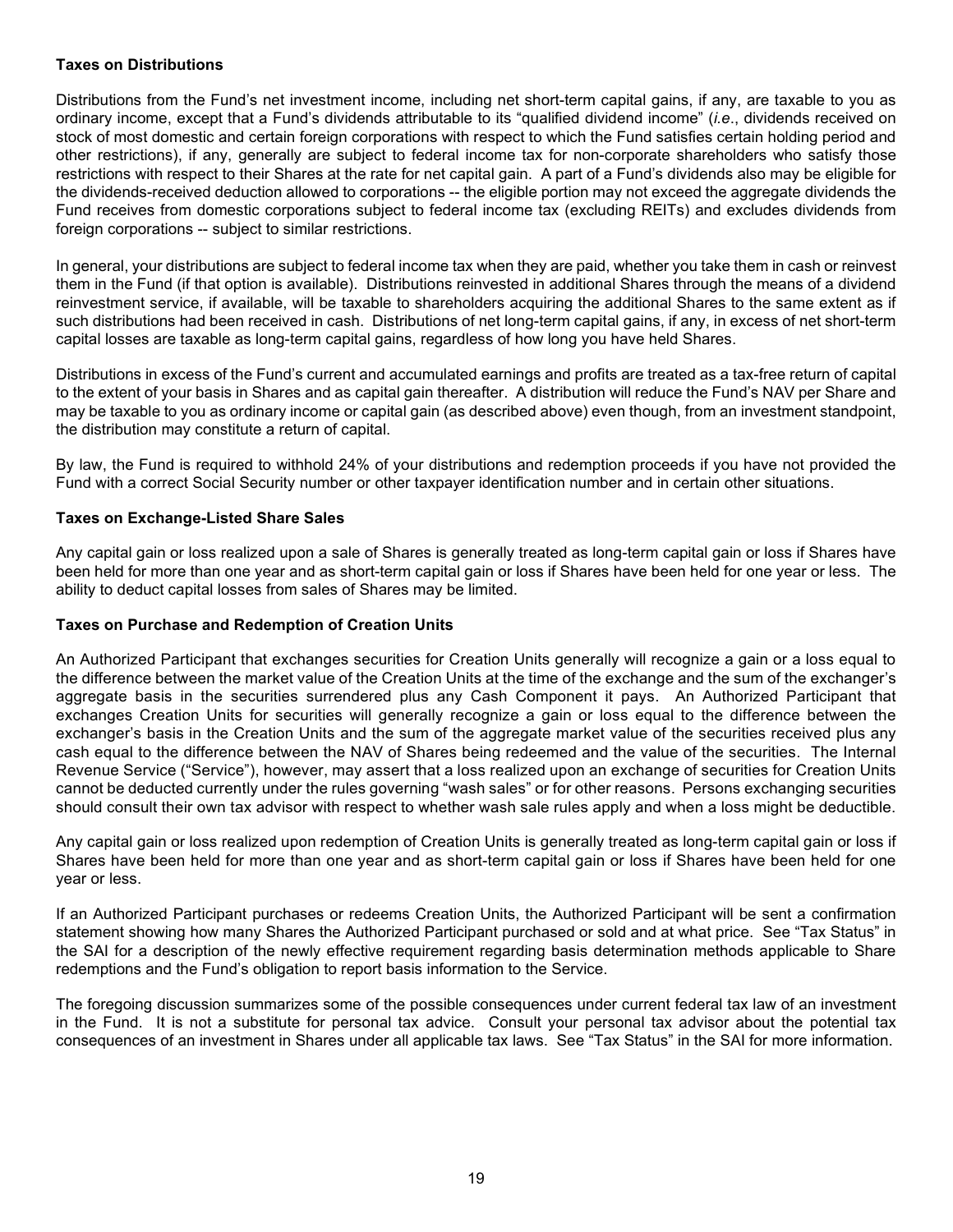**Taxes on Distributions**

Distributions from the Fund's net investment income, including net short-term capital gains, if any, are taxable to you as ordinary income, except that a Fund's dividends attributable to its "qualified dividend income" (*i.e*., dividends received on stock of most domestic and certain foreign corporations with respect to which the Fund satisfies certain holding period and other restrictions), if any, generally are subject to federal income tax for non-corporate shareholders who satisfy those restrictions with respect to their Shares at the rate for net capital gain. A part of a Fund's dividends also may be eligible for the dividends-received deduction allowed to corporations -- the eligible portion may not exceed the aggregate dividends the Fund receives from domestic corporations subject to federal income tax (excluding REITs) and excludes dividends from foreign corporations -- subject to similar restrictions.

In general, your distributions are subject to federal income tax when they are paid, whether you take them in cash or reinvest them in the Fund (if that option is available). Distributions reinvested in additional Shares through the means of a dividend reinvestment service, if available, will be taxable to shareholders acquiring the additional Shares to the same extent as if such distributions had been received in cash. Distributions of net long-term capital gains, if any, in excess of net short-term capital losses are taxable as long-term capital gains, regardless of how long you have held Shares.

Distributions in excess of the Fund's current and accumulated earnings and profits are treated as a tax-free return of capital to the extent of your basis in Shares and as capital gain thereafter. A distribution will reduce the Fund's NAV per Share and may be taxable to you as ordinary income or capital gain (as described above) even though, from an investment standpoint, the distribution may constitute a return of capital.

By law, the Fund is required to withhold 24% of your distributions and redemption proceeds if you have not provided the Fund with a correct Social Security number or other taxpayer identification number and in certain other situations.

**Taxes on Exchange-Listed Share Sales**

Any capital gain or loss realized upon a sale of Shares is generally treated as long-term capital gain or loss if Shares have been held for more than one year and as short-term capital gain or loss if Shares have been held for one year or less. The ability to deduct capital losses from sales of Shares may be limited.

**Taxes on Purchase and Redemption of Creation Units**

An Authorized Participant that exchanges securities for Creation Units generally will recognize a gain or a loss equal to the difference between the market value of the Creation Units at the time of the exchange and the sum of the exchanger's aggregate basis in the securities surrendered plus any Cash Component it pays. An Authorized Participant that exchanges Creation Units for securities will generally recognize a gain or loss equal to the difference between the exchanger's basis in the Creation Units and the sum of the aggregate market value of the securities received plus any cash equal to the difference between the NAV of Shares being redeemed and the value of the securities. The Internal Revenue Service ("Service"), however, may assert that a loss realized upon an exchange of securities for Creation Units cannot be deducted currently under the rules governing "wash sales" or for other reasons. Persons exchanging securities should consult their own tax advisor with respect to whether wash sale rules apply and when a loss might be deductible.

Any capital gain or loss realized upon redemption of Creation Units is generally treated as long-term capital gain or loss if Shares have been held for more than one year and as short-term capital gain or loss if Shares have been held for one year or less.

If an Authorized Participant purchases or redeems Creation Units, the Authorized Participant will be sent a confirmation statement showing how many Shares the Authorized Participant purchased or sold and at what price. See "Tax Status" in the SAI for a description of the newly effective requirement regarding basis determination methods applicable to Share redemptions and the Fund's obligation to report basis information to the Service.

The foregoing discussion summarizes some of the possible consequences under current federal tax law of an investment in the Fund. It is not a substitute for personal tax advice. Consult your personal tax advisor about the potential tax consequences of an investment in Shares under all applicable tax laws. See "Tax Status" in the SAI for more information.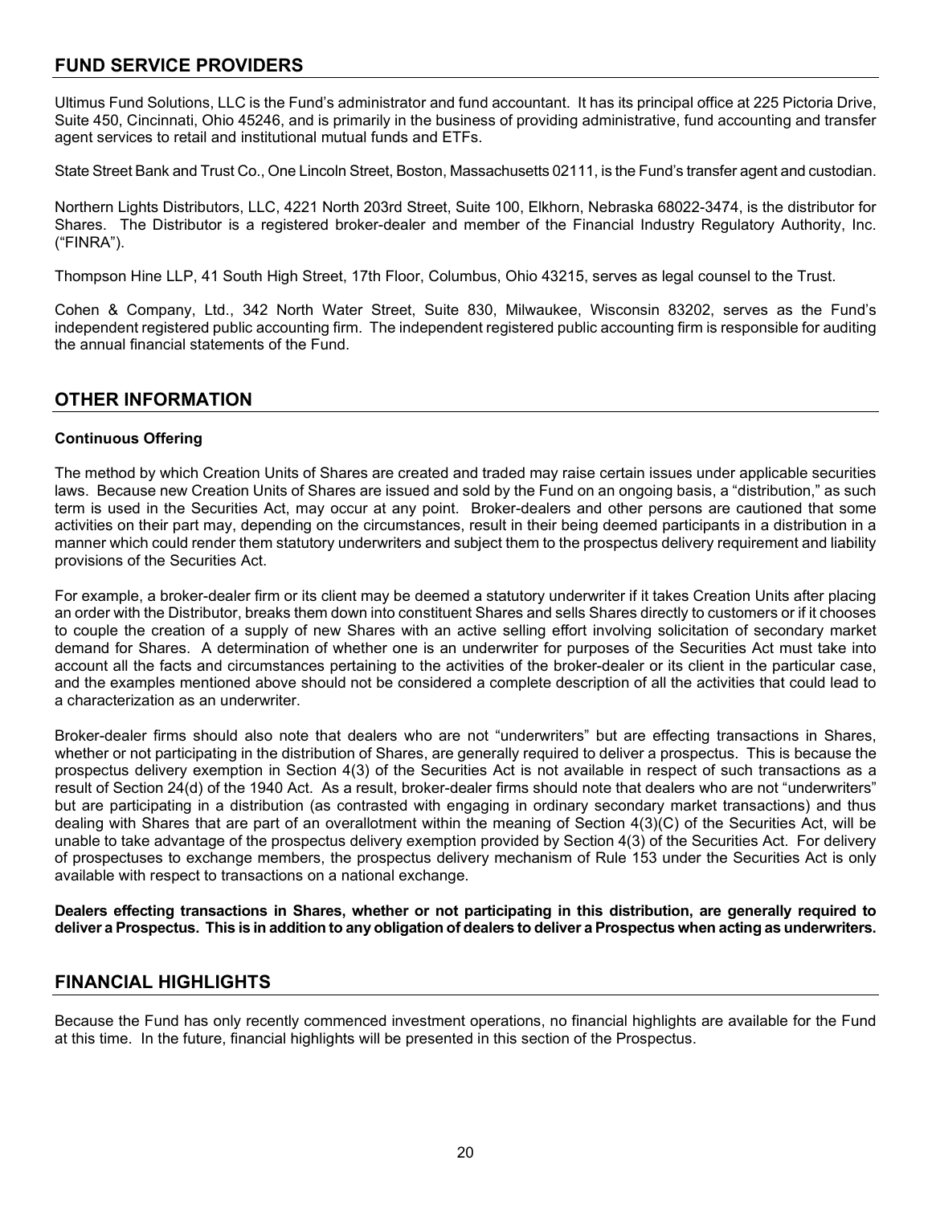## FUND SERVICE PROVIDERS

Ultimus Fund Solutions, LLC is the Fund's administrator and fund accountant. It has its principal office at 225 Pictoria Drive, Suite 450, Cincinnati, Ohio 45246, and is primarily in the business of providing administrative, fund accounting and transfer agent services to retail and institutional mutual funds and ETFs.

State Street Bank and Trust Co., One Lincoln Street, Boston, Massachusetts 02111, is the Fund's transfer agent and custodian.

Northern Lights Distributors, LLC, 4221 North 203rd Street, Suite 100, Elkhorn, Nebraska 68022-3474, is the distributor for Shares. The Distributor is a registered broker-dealer and member of the Financial Industry Regulatory Authority, Inc. ("FINRA").

Thompson Hine LLP, 41 South High Street, 17th Floor, Columbus, Ohio 43215, serves as legal counsel to the Trust.

Cohen & Company, Ltd., 342 North Water Street, Suite 830, Milwaukee, Wisconsin 83202, serves as the Fund's independent registered public accounting firm. The independent registered public accounting firm is responsible for auditing the annual financial statements of the Fund.

## OTHER INFORMATION

### Continuous Offering

The method by which Creation Units of Shares are created and traded may raise certain issues under applicable securities laws. Because new Creation Units of Shares are issued and sold by the Fund on an ongoing basis, a "distribution," as such term is used in the Securities Act, may occur at any point. Broker-dealers and other persons are cautioned that some activities on their part may, depending on the circumstances, result in their being deemed participants in a distribution in a manner which could render them statutory underwriters and subject them to the prospectus delivery requirement and liability provisions of the Securities Act.

For example, a broker-dealer firm or its client may be deemed a statutory underwriter if it takes Creation Units after placing an order with the Distributor, breaks them down into constituent Shares and sells Shares directly to customers or if it chooses to couple the creation of a supply of new Shares with an active selling effort involving solicitation of secondary market demand for Shares. A determination of whether one is an underwriter for purposes of the Securities Act must take into account all the facts and circumstances pertaining to the activities of the broker-dealer or its client in the particular case, and the examples mentioned above should not be considered a complete description of all the activities that could lead to a characterization as an underwriter.

Broker-dealer firms should also note that dealers who are not "underwriters" but are effecting transactions in Shares, whether or not participating in the distribution of Shares, are generally required to deliver a prospectus. This is because the prospectus delivery exemption in Section 4(3) of the Securities Act is not available in respect of such transactions as a result of Section 24(d) of the 1940 Act. As a result, broker-dealer firms should note that dealers who are not "underwriters" but are participating in a distribution (as contrasted with engaging in ordinary secondary market transactions) and thus dealing with Shares that are part of an overallotment within the meaning of Section 4(3)(C) of the Securities Act, will be unable to take advantage of the prospectus delivery exemption provided by Section 4(3) of the Securities Act. For delivery of prospectuses to exchange members, the prospectus delivery mechanism of Rule 153 under the Securities Act is only available with respect to transactions on a national exchange.

**Dealers effecting transactions in Shares, whether or not participating in this distribution, are generally required to deliver a Prospectus. This is in addition to any obligation of dealers to deliver a Prospectus when acting as underwriters.**

## FINANCIAL HIGHLIGHTS

Because the Fund has only recently commenced investment operations, no financial highlights are available for the Fund at this time. In the future, financial highlights will be presented in this section of the Prospectus.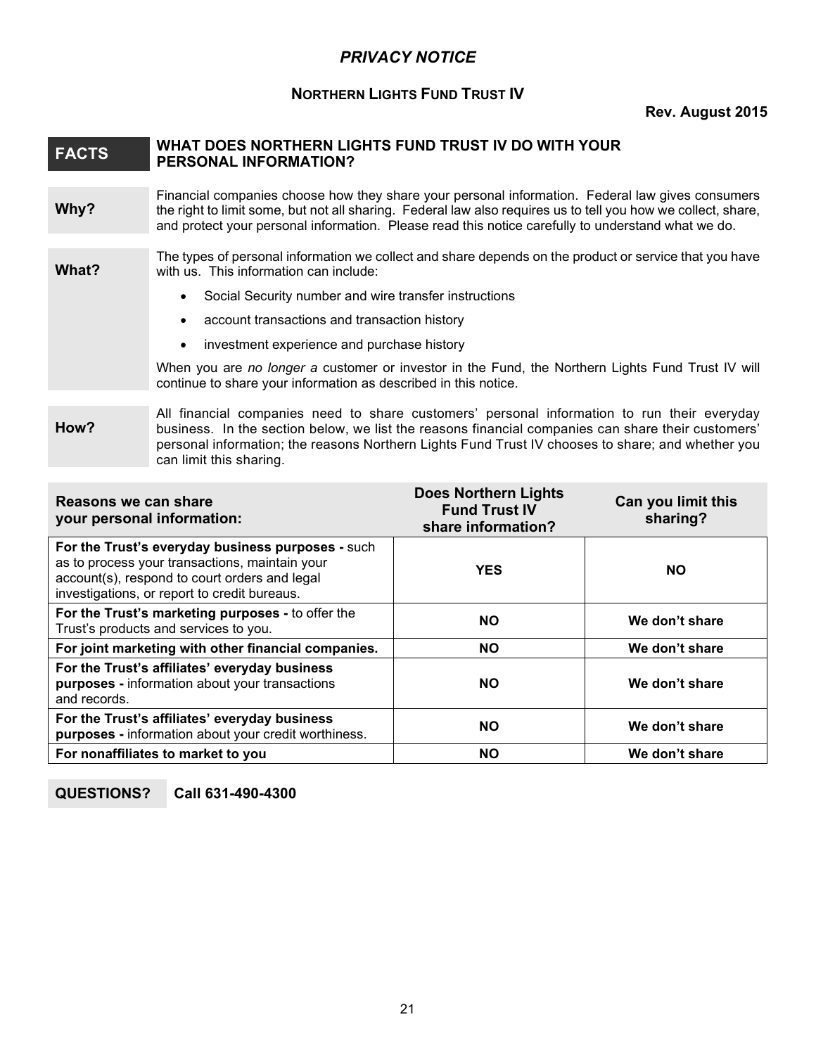# *PRIVACY NOTICE*

## NORTHERN LIGHTS FUND TRUST IV

**Rev. August 2015**

| **FACTS** | **WHAT DOES NORTHERN LIGHTS FUND TRUST IV DO WITH YOUR PERSONAL INFORMATION?** |
|---|---|
| **Why?** | Financial companies choose how they share your personal information. Federal law gives consumers the right to limit some, but not all sharing. Federal law also requires us to tell you how we collect, share, and protect your personal information. Please read this notice carefully to understand what we do. |
| **What?** | The types of personal information we collect and share depends on the product or service that you have with us. This information can include:<br>• Social Security number and wire transfer instructions<br>• account transactions and transaction history<br>• investment experience and purchase history<br>When you are *no longer a* customer or investor in the Fund, the Northern Lights Fund Trust IV will continue to share your information as described in this notice. |
| **How?** | All financial companies need to share customers' personal information to run their everyday business. In the section below, we list the reasons financial companies can share their customers' personal information; the reasons Northern Lights Fund Trust IV chooses to share; and whether you can limit this sharing. |

| **Reasons we can share your personal information:** | **Does Northern Lights Fund Trust IV share information?** | **Can you limit this sharing?** |
|---|---|---|
| **For the Trust's everyday business purposes -** such as to process your transactions, maintain your account(s), respond to court orders and legal investigations, or report to credit bureaus. | **YES** | **NO** |
| **For the Trust's marketing purposes -** to offer the Trust's products and services to you. | **NO** | **We don't share** |
| **For joint marketing with other financial companies.** | **NO** | **We don't share** |
| **For the Trust's affiliates' everyday business purposes -** information about your transactions and records. | **NO** | **We don't share** |
| **For the Trust's affiliates' everyday business purposes -** information about your credit worthiness. | **NO** | **We don't share** |
| **For nonaffiliates to market to you** | **NO** | **We don't share** |

**QUESTIONS?** **Call 631-490-4300**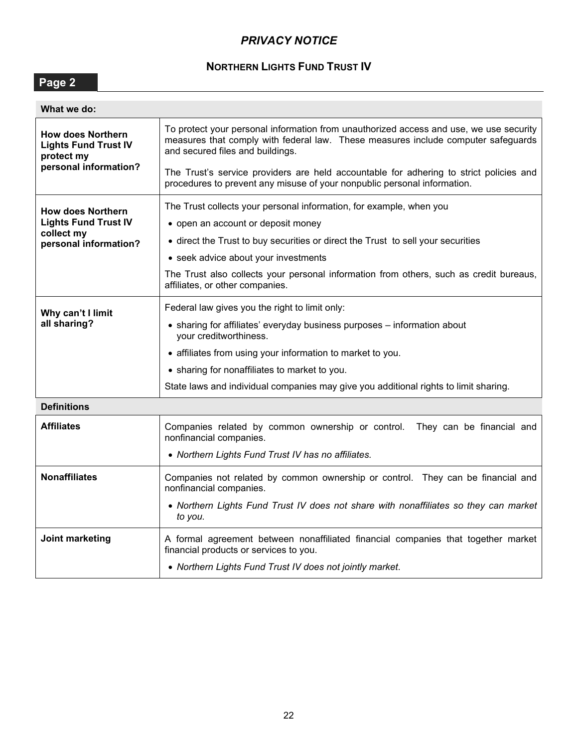## *PRIVACY NOTICE*

### NORTHERN LIGHTS FUND TRUST IV

**Page 2**

| **What we do:** | |
|---|---|
| **How does Northern Lights Fund Trust IV protect my personal information?** | To protect your personal information from unauthorized access and use, we use security measures that comply with federal law. These measures include computer safeguards and secured files and buildings.<br><br>The Trust's service providers are held accountable for adhering to strict policies and procedures to prevent any misuse of your nonpublic personal information. |
| **How does Northern Lights Fund Trust IV collect my personal information?** | The Trust collects your personal information, for example, when you<br>• open an account or deposit money<br>• direct the Trust to buy securities or direct the Trust to sell your securities<br>• seek advice about your investments<br><br>The Trust also collects your personal information from others, such as credit bureaus, affiliates, or other companies. |
| **Why can't I limit all sharing?** | Federal law gives you the right to limit only:<br>• sharing for affiliates' everyday business purposes – information about your creditworthiness.<br>• affiliates from using your information to market to you.<br>• sharing for nonaffiliates to market to you.<br><br>State laws and individual companies may give you additional rights to limit sharing. |

| **Definitions** | |
|---|---|
| **Affiliates** | Companies related by common ownership or control. They can be financial and nonfinancial companies.<br>• *Northern Lights Fund Trust IV has no affiliates.* |
| **Nonaffiliates** | Companies not related by common ownership or control. They can be financial and nonfinancial companies.<br>• *Northern Lights Fund Trust IV does not share with nonaffiliates so they can market to you.* |
| **Joint marketing** | A formal agreement between nonaffiliated financial companies that together market financial products or services to you.<br>• *Northern Lights Fund Trust IV does not jointly market.* |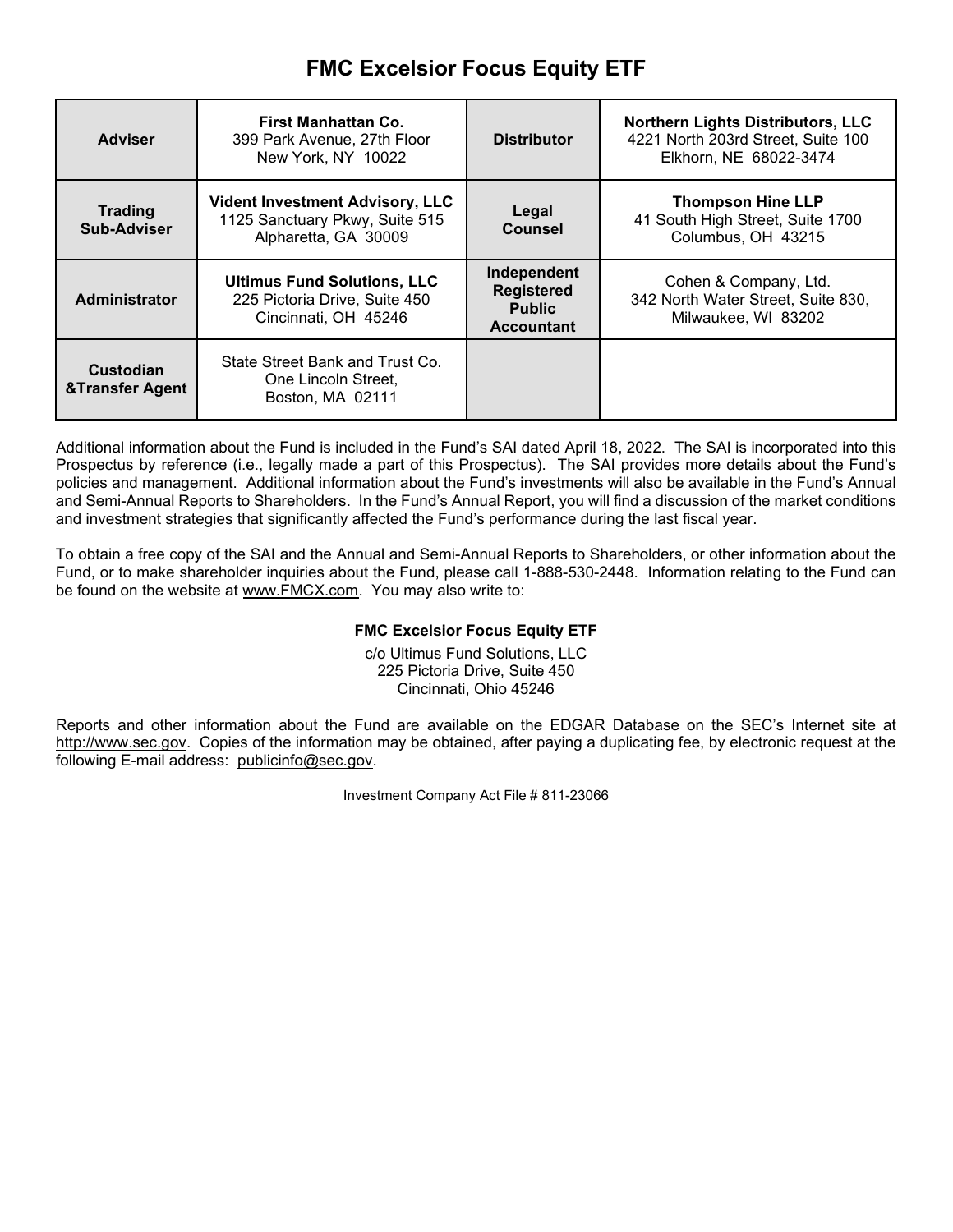# FMC Excelsior Focus Equity ETF

| | | | |
|---|---|---|---|
| **Adviser** | **First Manhattan Co.**<br>399 Park Avenue, 27th Floor<br>New York, NY 10022 | **Distributor** | **Northern Lights Distributors, LLC**<br>4221 North 203rd Street, Suite 100<br>Elkhorn, NE 68022-3474 |
| **Trading Sub-Adviser** | **Vident Investment Advisory, LLC**<br>1125 Sanctuary Pkwy, Suite 515<br>Alpharetta, GA 30009 | **Legal Counsel** | **Thompson Hine LLP**<br>41 South High Street, Suite 1700<br>Columbus, OH 43215 |
| **Administrator** | **Ultimus Fund Solutions, LLC**<br>225 Pictoria Drive, Suite 450<br>Cincinnati, OH 45246 | **Independent Registered Public Accountant** | Cohen & Company, Ltd.<br>342 North Water Street, Suite 830,<br>Milwaukee, WI 83202 |
| **Custodian &Transfer Agent** | State Street Bank and Trust Co.<br>One Lincoln Street,<br>Boston, MA 02111 | | |

Additional information about the Fund is included in the Fund's SAI dated April 18, 2022. The SAI is incorporated into this Prospectus by reference (i.e., legally made a part of this Prospectus). The SAI provides more details about the Fund's policies and management. Additional information about the Fund's investments will also be available in the Fund's Annual and Semi-Annual Reports to Shareholders. In the Fund's Annual Report, you will find a discussion of the market conditions and investment strategies that significantly affected the Fund's performance during the last fiscal year.

To obtain a free copy of the SAI and the Annual and Semi-Annual Reports to Shareholders, or other information about the Fund, or to make shareholder inquiries about the Fund, please call 1-888-530-2448. Information relating to the Fund can be found on the website at www.FMCX.com. You may also write to:

**FMC Excelsior Focus Equity ETF**
c/o Ultimus Fund Solutions, LLC
225 Pictoria Drive, Suite 450
Cincinnati, Ohio 45246

Reports and other information about the Fund are available on the EDGAR Database on the SEC's Internet site at http://www.sec.gov. Copies of the information may be obtained, after paying a duplicating fee, by electronic request at the following E-mail address: publicinfo@sec.gov.

Investment Company Act File # 811-23066